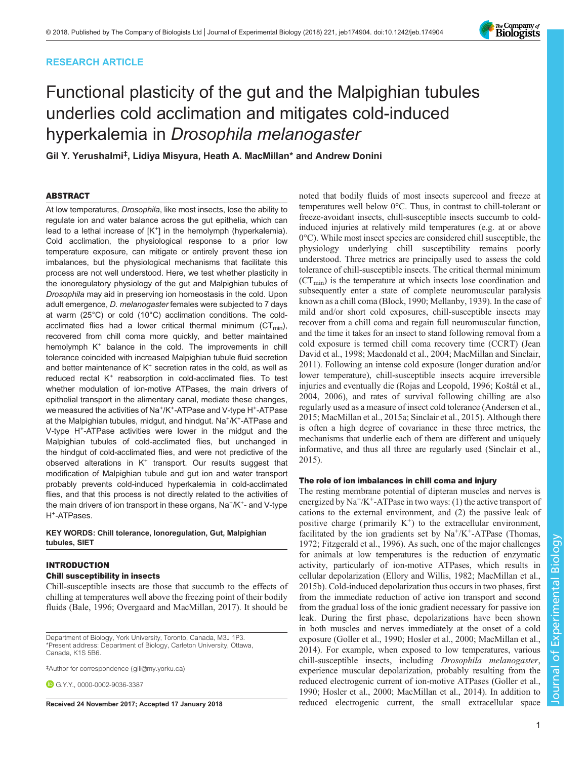RESEARCH ARTICLE

# Functional plasticity of the gut and the Malpighian tubules underlies cold acclimation and mitigates cold-induced hyperkalemia in *Drosophila melanogaster*

Gil Y. Yerushalmi[‡], Lidiya Misyura, Heath A. MacMillan* and Andrew Donini

## ABSTRACT

At low temperatures, *Drosophila*, like most insects, lose the ability to regulate ion and water balance across the gut epithelia, which can lead to a lethal increase of [$K^+$] in the hemolymph (hyperkalemia). Cold acclimation, the physiological response to a prior low temperature exposure, can mitigate or entirely prevent these ion imbalances, but the physiological mechanisms that facilitate this process are not well understood. Here, we test whether plasticity in the ionoregulatory physiology of the gut and Malpighian tubules of *Drosophila* may aid in preserving ion homeostasis in the cold. Upon adult emergence, *D. melanogaster* females were subjected to 7 days at warm (25°C) or cold (10°C) acclimation conditions. The cold-acclimated flies had a lower critical thermal minimum ($CT_{min}$), recovered from chill coma more quickly, and better maintained hemolymph $K^+$ balance in the cold. The improvements in chill tolerance coincided with increased Malpighian tubule fluid secretion and better maintenance of $K^+$ secretion rates in the cold, as well as reduced rectal $K^+$ reabsorption in cold-acclimated flies. To test whether modulation of ion-motive ATPases, the main drivers of epithelial transport in the alimentary canal, mediate these changes, we measured the activities of $Na^+/K^+$-ATPase and V-type $H^+$-ATPase at the Malpighian tubules, midgut, and hindgut. $Na^+/K^+$-ATPase and V-type $H^+$-ATPase activities were lower in the midgut and the Malpighian tubules of cold-acclimated flies, but unchanged in the hindgut of cold-acclimated flies, and were not predictive of the observed alterations in $K^+$ transport. Our results suggest that modification of Malpighian tubule and gut ion and water transport probably prevents cold-induced hyperkalemia in cold-acclimated flies, and that this process is not directly related to the activities of the main drivers of ion transport in these organs, $Na^+/K^+$- and V-type $H^+$-ATPases.

**KEY WORDS: Chill tolerance, Ionoregulation, Gut, Malpighian tubules, SIET**

## INTRODUCTION

### Chill susceptibility in insects

Chill-susceptible insects are those that succumb to the effects of chilling at temperatures well above the freezing point of their bodily fluids (Bale, 1996; Overgaard and MacMillan, 2017). It should be noted that bodily fluids of most insects supercool and freeze at temperatures well below 0°C. Thus, in contrast to chill-tolerant or freeze-avoidant insects, chill-susceptible insects succumb to cold-induced injuries at relatively mild temperatures (e.g. at or above 0°C). While most insect species are considered chill susceptible, the physiology underlying chill susceptibility remains poorly understood. Three metrics are principally used to assess the cold tolerance of chill-susceptible insects. The critical thermal minimum ($CT_{min}$) is the temperature at which insects lose coordination and subsequently enter a state of complete neuromuscular paralysis known as a chill coma (Block, 1990; Mellanby, 1939). In the case of mild and/or short cold exposures, chill-susceptible insects may recover from a chill coma and regain full neuromuscular function, and the time it takes for an insect to stand following removal from a cold exposure is termed chill coma recovery time (CCRT) (Jean David et al., 1998; Macdonald et al., 2004; MacMillan and Sinclair, 2011). Following an intense cold exposure (longer duration and/or lower temperature), chill-susceptible insects acquire irreversible injuries and eventually die (Rojas and Leopold, 1996; Koštál et al., 2004, 2006), and rates of survival following chilling are also regularly used as a measure of insect cold tolerance (Andersen et al., 2015; MacMillan et al., 2015a; Sinclair et al., 2015). Although there is often a high degree of covariance in these three metrics, the mechanisms that underlie each of them are different and uniquely informative, and thus all three are regularly used (Sinclair et al., 2015).

### The role of ion imbalances in chill coma and injury

The resting membrane potential of dipteran muscles and nerves is energized by $Na^+/K^+$-ATPase in two ways: (1) the active transport of cations to the external environment, and (2) the passive leak of positive charge (primarily $K^+$) to the extracellular environment, facilitated by the ion gradients set by $Na^+/K^+$-ATPase (Thomas, 1972; Fitzgerald et al., 1996). As such, one of the major challenges for animals at low temperatures is the reduction of enzymatic activity, particularly of ion-motive ATPases, which results in cellular depolarization (Ellory and Willis, 1982; MacMillan et al., 2015b). Cold-induced depolarization thus occurs in two phases, first from the immediate reduction of active ion transport and second from the gradual loss of the ionic gradient necessary for passive ion leak. During the first phase, depolarizations have been shown in both muscles and nerves immediately at the onset of a cold exposure (Goller et al., 1990; Hosler et al., 2000; MacMillan et al., 2014). For example, when exposed to low temperatures, various chill-susceptible insects, including *Drosophila melanogaster*, experience muscular depolarization, probably resulting from the reduced electrogenic current of ion-motive ATPases (Goller et al., 1990; Hosler et al., 2000; MacMillan et al., 2014). In addition to reduced electrogenic current, the small extracellular space

Department of Biology, York University, Toronto, Canada, M3J 1P3.
*Present address: Department of Biology, Carleton University, Ottawa, Canada, K1S 5B6.

‡Author for correspondence (gili@my.yorku.ca)

G.Y.Y., 0000-0002-9036-3387

Received 24 November 2017; Accepted 17 January 2018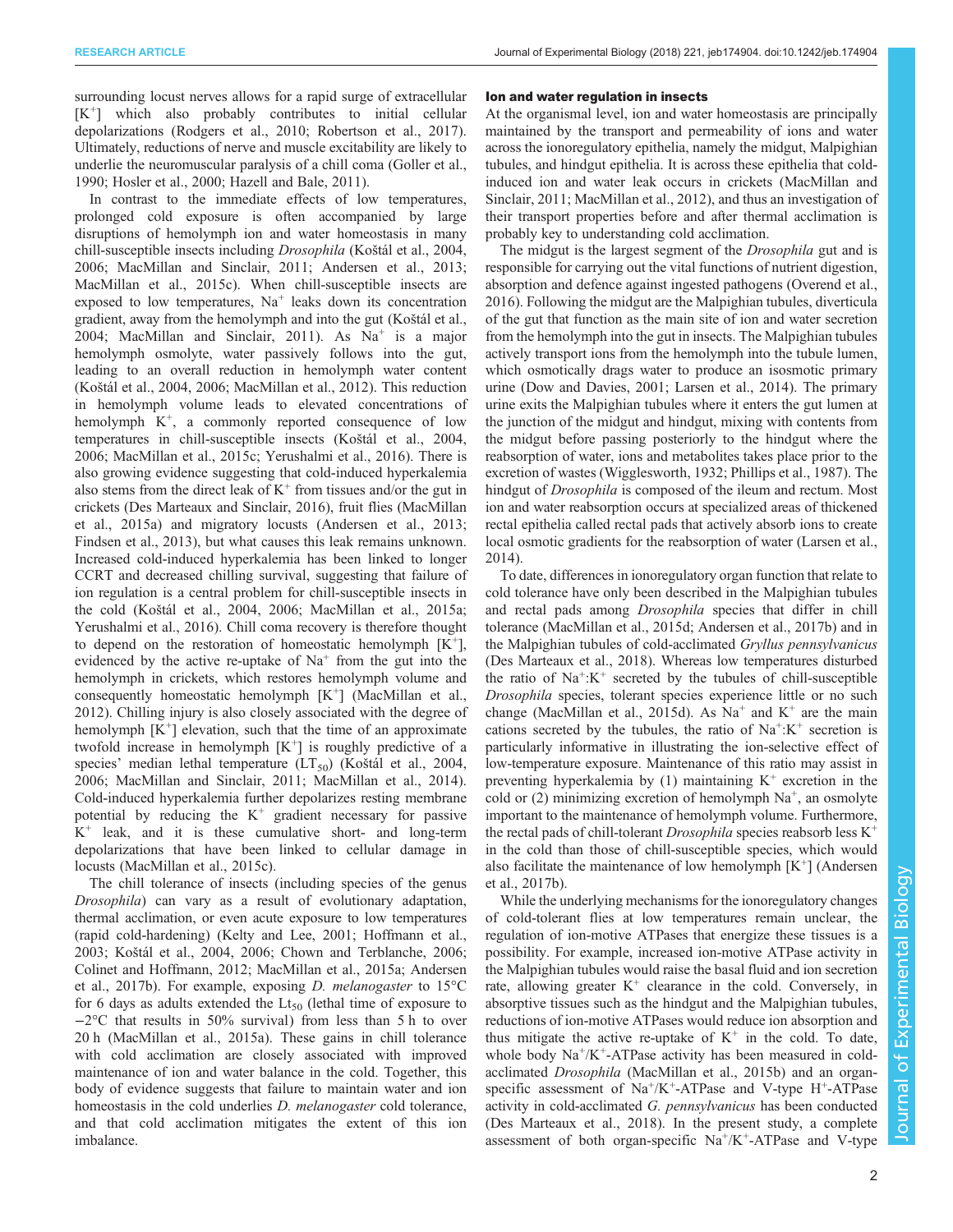surrounding locust nerves allows for a rapid surge of extracellular [$K^+$] which also probably contributes to initial cellular depolarizations (Rodgers et al., 2010; Robertson et al., 2017). Ultimately, reductions of nerve and muscle excitability are likely to underlie the neuromuscular paralysis of a chill coma (Goller et al., 1990; Hosler et al., 2000; Hazell and Bale, 2011).

In contrast to the immediate effects of low temperatures, prolonged cold exposure is often accompanied by large disruptions of hemolymph ion and water homeostasis in many chill-susceptible insects including *Drosophila* (Koštál et al., 2004, 2006; MacMillan and Sinclair, 2011; Andersen et al., 2013; MacMillan et al., 2015c). When chill-susceptible insects are exposed to low temperatures, $Na^+$ leaks down its concentration gradient, away from the hemolymph and into the gut (Koštál et al., 2004; MacMillan and Sinclair, 2011). As $Na^+$ is a major hemolymph osmolyte, water passively follows into the gut, leading to an overall reduction in hemolymph water content (Koštál et al., 2004, 2006; MacMillan et al., 2012). This reduction in hemolymph volume leads to elevated concentrations of hemolymph $K^+$, a commonly reported consequence of low temperatures in chill-susceptible insects (Koštál et al., 2004, 2006; MacMillan et al., 2015c; Yerushalmi et al., 2016). There is also growing evidence suggesting that cold-induced hyperkalemia also stems from the direct leak of $K^+$ from tissues and/or the gut in crickets (Des Marteaux and Sinclair, 2016), fruit flies (MacMillan et al., 2015a) and migratory locusts (Andersen et al., 2013; Findsen et al., 2013), but what causes this leak remains unknown. Increased cold-induced hyperkalemia has been linked to longer CCRT and decreased chilling survival, suggesting that failure of ion regulation is a central problem for chill-susceptible insects in the cold (Koštál et al., 2004, 2006; MacMillan et al., 2015a; Yerushalmi et al., 2016). Chill coma recovery is therefore thought to depend on the restoration of homeostatic hemolymph [$K^+$], evidenced by the active re-uptake of $Na^+$ from the gut into the hemolymph in crickets, which restores hemolymph volume and consequently homeostatic hemolymph [$K^+$] (MacMillan et al., 2012). Chilling injury is also closely associated with the degree of hemolymph [$K^+$] elevation, such that the time of an approximate twofold increase in hemolymph [$K^+$] is roughly predictive of a species' median lethal temperature ($LT_{50}$) (Koštál et al., 2004, 2006; MacMillan and Sinclair, 2011; MacMillan et al., 2014). Cold-induced hyperkalemia further depolarizes resting membrane potential by reducing the $K^+$ gradient necessary for passive $K^+$ leak, and it is these cumulative short- and long-term depolarizations that have been linked to cellular damage in locusts (MacMillan et al., 2015c).

The chill tolerance of insects (including species of the genus *Drosophila*) can vary as a result of evolutionary adaptation, thermal acclimation, or even acute exposure to low temperatures (rapid cold-hardening) (Kelty and Lee, 2001; Hoffmann et al., 2003; Koštál et al., 2004, 2006; Chown and Terblanche, 2006; Colinet and Hoffmann, 2012; MacMillan et al., 2015a; Andersen et al., 2017b). For example, exposing *D. melanogaster* to 15°C for 6 days as adults extended the $Lt_{50}$ (lethal time of exposure to −2°C that results in 50% survival) from less than 5 h to over 20 h (MacMillan et al., 2015a). These gains in chill tolerance with cold acclimation are closely associated with improved maintenance of ion and water balance in the cold. Together, this body of evidence suggests that failure to maintain water and ion homeostasis in the cold underlies *D. melanogaster* cold tolerance, and that cold acclimation mitigates the extent of this ion imbalance.

### Ion and water regulation in insects

At the organismal level, ion and water homeostasis are principally maintained by the transport and permeability of ions and water across the ionoregulatory epithelia, namely the midgut, Malpighian tubules, and hindgut epithelia. It is across these epithelia that cold-induced ion and water leak occurs in crickets (MacMillan and Sinclair, 2011; MacMillan et al., 2012), and thus an investigation of their transport properties before and after thermal acclimation is probably key to understanding cold acclimation.

The midgut is the largest segment of the *Drosophila* gut and is responsible for carrying out the vital functions of nutrient digestion, absorption and defence against ingested pathogens (Overend et al., 2016). Following the midgut are the Malpighian tubules, diverticula of the gut that function as the main site of ion and water secretion from the hemolymph into the gut in insects. The Malpighian tubules actively transport ions from the hemolymph into the tubule lumen, which osmotically drags water to produce an isosmotic primary urine (Dow and Davies, 2001; Larsen et al., 2014). The primary urine exits the Malpighian tubules where it enters the gut lumen at the junction of the midgut and hindgut, mixing with contents from the midgut before passing posteriorly to the hindgut where the reabsorption of water, ions and metabolites takes place prior to the excretion of wastes (Wigglesworth, 1932; Phillips et al., 1987). The hindgut of *Drosophila* is composed of the ileum and rectum. Most ion and water reabsorption occurs at specialized areas of thickened rectal epithelia called rectal pads that actively absorb ions to create local osmotic gradients for the reabsorption of water (Larsen et al., 2014).

To date, differences in ionoregulatory organ function that relate to cold tolerance have only been described in the Malpighian tubules and rectal pads among *Drosophila* species that differ in chill tolerance (MacMillan et al., 2015d; Andersen et al., 2017b) and in the Malpighian tubules of cold-acclimated *Gryllus pennsylvanicus* (Des Marteaux et al., 2018). Whereas low temperatures disturbed the ratio of $Na^+$:$K^+$ secreted by the tubules of chill-susceptible *Drosophila* species, tolerant species experience little or no such change (MacMillan et al., 2015d). As $Na^+$ and $K^+$ are the main cations secreted by the tubules, the ratio of $Na^+$:$K^+$ secretion is particularly informative in illustrating the ion-selective effect of low-temperature exposure. Maintenance of this ratio may assist in preventing hyperkalemia by (1) maintaining $K^+$ excretion in the cold or (2) minimizing excretion of hemolymph $Na^+$, an osmolyte important to the maintenance of hemolymph volume. Furthermore, the rectal pads of chill-tolerant *Drosophila* species reabsorb less $K^+$ in the cold than those of chill-susceptible species, which would also facilitate the maintenance of low hemolymph [$K^+$] (Andersen et al., 2017b).

While the underlying mechanisms for the ionoregulatory changes of cold-tolerant flies at low temperatures remain unclear, the regulation of ion-motive ATPases that energize these tissues is a possibility. For example, increased ion-motive ATPase activity in the Malpighian tubules would raise the basal fluid and ion secretion rate, allowing greater $K^+$ clearance in the cold. Conversely, in absorptive tissues such as the hindgut and the Malpighian tubules, reductions of ion-motive ATPases would reduce ion absorption and thus mitigate the active re-uptake of $K^+$ in the cold. To date, whole body $Na^+$/$K^+$-ATPase activity has been measured in cold-acclimated *Drosophila* (MacMillan et al., 2015b) and an organ-specific assessment of $Na^+$/$K^+$-ATPase and V-type $H^+$-ATPase activity in cold-acclimated *G. pennsylvanicus* has been conducted (Des Marteaux et al., 2018). In the present study, a complete assessment of both organ-specific $Na^+$/$K^+$-ATPase and V-type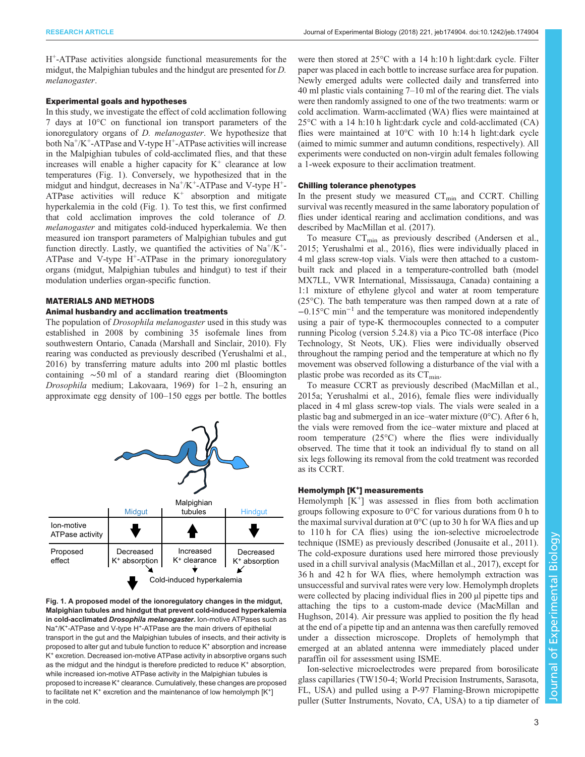$H^+$-ATPase activities alongside functional measurements for the midgut, the Malpighian tubules and the hindgut are presented for *D. melanogaster*.

### Experimental goals and hypotheses

In this study, we investigate the effect of cold acclimation following 7 days at 10°C on functional ion transport parameters of the ionoregulatory organs of *D. melanogaster*. We hypothesize that both $Na^+/K^+$-ATPase and V-type $H^+$-ATPase activities will increase in the Malpighian tubules of cold-acclimated flies, and that these increases will enable a higher capacity for $K^+$ clearance at low temperatures (Fig. 1). Conversely, we hypothesized that in the midgut and hindgut, decreases in $Na^+/K^+$-ATPase and V-type $H^+$-ATPase activities will reduce $K^+$ absorption and mitigate hyperkalemia in the cold (Fig. 1). To test this, we first confirmed that cold acclimation improves the cold tolerance of *D. melanogaster* and mitigates cold-induced hyperkalemia. We then measured ion transport parameters of Malpighian tubules and gut function directly. Lastly, we quantified the activities of $Na^+/K^+$-ATPase and V-type $H^+$-ATPase in the primary ionoregulatory organs (midgut, Malpighian tubules and hindgut) to test if their modulation underlies organ-specific function.

| | Midgut | Malpighian tubules | Hindgut |
|---|---|---|---|
| Ion-motive ATPase activity | ↓ | ↑ | ↓ |
| Proposed effect | Decreased $K^+$ absorption | Increased $K^+$ clearance | Decreased $K^+$ absorption |

↓ Cold-induced hyperkalemia

**Fig. 1. A proposed model of the ionoregulatory changes in the midgut, Malpighian tubules and hindgut that prevent cold-induced hyperkalemia in cold-acclimated *Drosophila melanogaster*.** Ion-motive ATPases such as $Na^+/K^+$-ATPase and V-type $H^+$-ATPase are the main drivers of epithelial transport in the gut and the Malpighian tubules of insects, and their activity is proposed to alter gut and tubule function to reduce $K^+$ absorption and increase $K^+$ excretion. Decreased ion-motive ATPase activity in absorptive organs such as the midgut and the hindgut is therefore predicted to reduce $K^+$ absorption, while increased ion-motive ATPase activity in the Malpighian tubules is proposed to increase $K^+$ clearance. Cumulatively, these changes are proposed to facilitate net $K^+$ excretion and the maintenance of low hemolymph [$K^+$] in the cold.

## MATERIALS AND METHODS

### Animal husbandry and acclimation treatments

The population of *Drosophila melanogaster* used in this study was established in 2008 by combining 35 isofemale lines from southwestern Ontario, Canada (Marshall and Sinclair, 2010). Fly rearing was conducted as previously described (Yerushalmi et al., 2016) by transferring mature adults into 200 ml plastic bottles containing ~50 ml of a standard rearing diet (Bloomington *Drosophila* medium; Lakovaara, 1969) for 1–2 h, ensuring an approximate egg density of 100–150 eggs per bottle. The bottles were then stored at 25°C with a 14 h:10 h light:dark cycle. Filter paper was placed in each bottle to increase surface area for pupation. Newly emerged adults were collected daily and transferred into 40 ml plastic vials containing 7–10 ml of the rearing diet. The vials were then randomly assigned to one of the two treatments: warm or cold acclimation. Warm-acclimated (WA) flies were maintained at 25°C with a 14 h:10 h light:dark cycle and cold-acclimated (CA) flies were maintained at 10°C with 10 h:14 h light:dark cycle (aimed to mimic summer and autumn conditions, respectively). All experiments were conducted on non-virgin adult females following a 1-week exposure to their acclimation treatment.

### Chilling tolerance phenotypes

In the present study we measured $CT_{min}$ and CCRT. Chilling survival was recently measured in the same laboratory population of flies under identical rearing and acclimation conditions, and was described by MacMillan et al. (2017).

To measure $CT_{min}$ as previously described (Andersen et al., 2015; Yerushalmi et al., 2016), flies were individually placed in 4 ml glass screw-top vials. Vials were then attached to a custom-built rack and placed in a temperature-controlled bath (model MX7LL, VWR International, Mississauga, Canada) containing a 1:1 mixture of ethylene glycol and water at room temperature (25°C). The bath temperature was then ramped down at a rate of $-0.15°C\ min^{-1}$ and the temperature was monitored independently using a pair of type-K thermocouples connected to a computer running Picolog (version 5.24.8) via a Pico TC-08 interface (Pico Technology, St Neots, UK). Flies were individually observed throughout the ramping period and the temperature at which no fly movement was observed following a disturbance of the vial with a plastic probe was recorded as its $CT_{min}$.

To measure CCRT as previously described (MacMillan et al., 2015a; Yerushalmi et al., 2016), female flies were individually placed in 4 ml glass screw-top vials. The vials were sealed in a plastic bag and submerged in an ice–water mixture (0°C). After 6 h, the vials were removed from the ice–water mixture and placed at room temperature (25°C) where the flies were individually observed. The time that it took an individual fly to stand on all six legs following its removal from the cold treatment was recorded as its CCRT.

### Hemolymph [$K^+$] measurements

Hemolymph [$K^+$] was assessed in flies from both acclimation groups following exposure to 0°C for various durations from 0 h to the maximal survival duration at 0°C (up to 30 h for WA flies and up to 110 h for CA flies) using the ion-selective microelectrode technique (ISME) as previously described (Jonusaite et al., 2011). The cold-exposure durations used here mirrored those previously used in a chill survival analysis (MacMillan et al., 2017), except for 36 h and 42 h for WA flies, where hemolymph extraction was unsuccessful and survival rates were very low. Hemolymph droplets were collected by placing individual flies in 200 µl pipette tips and attaching the tips to a custom-made device (MacMillan and Hughson, 2014). Air pressure was applied to position the fly head at the end of a pipette tip and an antenna was then carefully removed under a dissection microscope. Droplets of hemolymph that emerged at an ablated antenna were immediately placed under paraffin oil for assessment using ISME.

Ion-selective microelectrodes were prepared from borosilicate glass capillaries (TW150-4; World Precision Instruments, Sarasota, FL, USA) and pulled using a P-97 Flaming-Brown micropipette puller (Sutter Instruments, Novato, CA, USA) to a tip diameter of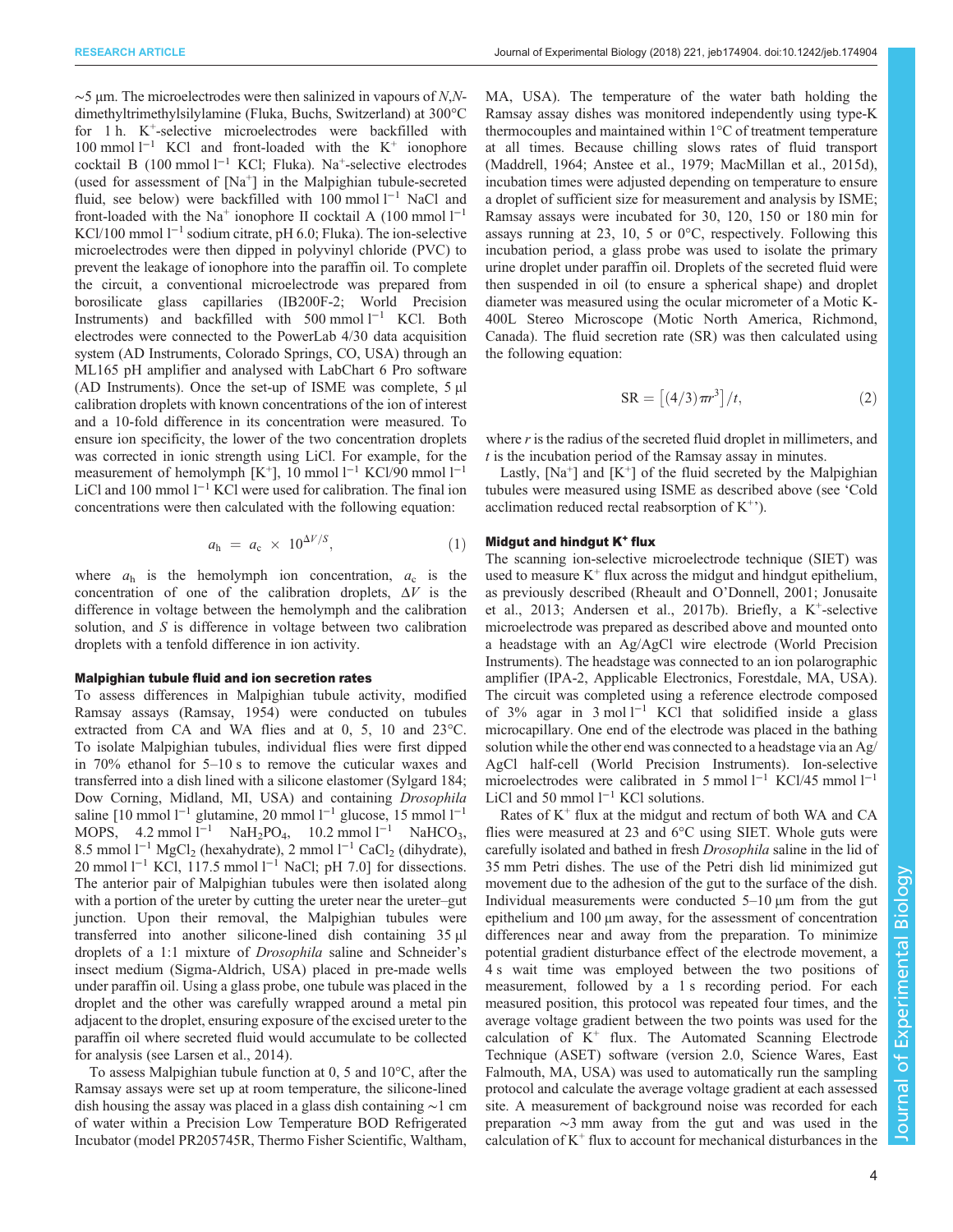~5 µm. The microelectrodes were then salinized in vapours of *N*,*N*-dimethyltrimethylsilylamine (Fluka, Buchs, Switzerland) at 300°C for 1 h. $K^+$-selective microelectrodes were backfilled with 100 mmol $l^{-1}$ KCl and front-loaded with the $K^+$ ionophore cocktail B (100 mmol $l^{-1}$ KCl; Fluka). $Na^+$-selective electrodes (used for assessment of [$Na^+$] in the Malpighian tubule-secreted fluid, see below) were backfilled with 100 mmol $l^{-1}$ NaCl and front-loaded with the $Na^+$ ionophore II cocktail A (100 mmol $l^{-1}$ KCl/100 mmol $l^{-1}$ sodium citrate, pH 6.0; Fluka). The ion-selective microelectrodes were then dipped in polyvinyl chloride (PVC) to prevent the leakage of ionophore into the paraffin oil. To complete the circuit, a conventional microelectrode was prepared from borosilicate glass capillaries (IB200F-2; World Precision Instruments) and backfilled with 500 mmol $l^{-1}$ KCl. Both electrodes were connected to the PowerLab 4/30 data acquisition system (AD Instruments, Colorado Springs, CO, USA) through an ML165 pH amplifier and analysed with LabChart 6 Pro software (AD Instruments). Once the set-up of ISME was complete, 5 µl calibration droplets with known concentrations of the ion of interest and a 10-fold difference in its concentration were measured. To ensure ion specificity, the lower of the two concentration droplets was corrected in ionic strength using LiCl. For example, for the measurement of hemolymph [$K^+$], 10 mmol $l^{-1}$ KCl/90 mmol $l^{-1}$ LiCl and 100 mmol $l^{-1}$ KCl were used for calibration. The final ion concentrations were then calculated with the following equation:

$$a_h = a_c \times 10^{\Delta V/S}, \quad (1)$$

where $a_h$ is the hemolymph ion concentration, $a_c$ is the concentration of one of the calibration droplets, $\Delta V$ is the difference in voltage between the hemolymph and the calibration solution, and $S$ is difference in voltage between two calibration droplets with a tenfold difference in ion activity.

#### Malpighian tubule fluid and ion secretion rates

To assess differences in Malpighian tubule activity, modified Ramsay assays (Ramsay, 1954) were conducted on tubules extracted from CA and WA flies and at 0, 5, 10 and 23°C. To isolate Malpighian tubules, individual flies were first dipped in 70% ethanol for 5–10 s to remove the cuticular waxes and transferred into a dish lined with a silicone elastomer (Sylgard 184; Dow Corning, Midland, MI, USA) and containing *Drosophila* saline [10 mmol $l^{-1}$ glutamine, 20 mmol $l^{-1}$ glucose, 15 mmol $l^{-1}$ MOPS, 4.2 mmol $l^{-1}$ $NaH_2PO_4$, 10.2 mmol $l^{-1}$ $NaHCO_3$, 8.5 mmol $l^{-1}$ $MgCl_2$ (hexahydrate), 2 mmol $l^{-1}$ $CaCl_2$ (dihydrate), 20 mmol $l^{-1}$ KCl, 117.5 mmol $l^{-1}$ NaCl; pH 7.0] for dissections. The anterior pair of Malpighian tubules were then isolated along with a portion of the ureter by cutting the ureter near the ureter–gut junction. Upon their removal, the Malpighian tubules were transferred into another silicone-lined dish containing 35 µl droplets of a 1:1 mixture of *Drosophila* saline and Schneider's insect medium (Sigma-Aldrich, USA) placed in pre-made wells under paraffin oil. Using a glass probe, one tubule was placed in the droplet and the other was carefully wrapped around a metal pin adjacent to the droplet, ensuring exposure of the excised ureter to the paraffin oil where secreted fluid would accumulate to be collected for analysis (see Larsen et al., 2014).

To assess Malpighian tubule function at 0, 5 and 10°C, after the Ramsay assays were set up at room temperature, the silicone-lined dish housing the assay was placed in a glass dish containing ~1 cm of water within a Precision Low Temperature BOD Refrigerated Incubator (model PR205745R, Thermo Fisher Scientific, Waltham, MA, USA). The temperature of the water bath holding the Ramsay assay dishes was monitored independently using type-K thermocouples and maintained within 1°C of treatment temperature at all times. Because chilling slows rates of fluid transport (Maddrell, 1964; Anstee et al., 1979; MacMillan et al., 2015d), incubation times were adjusted depending on temperature to ensure a droplet of sufficient size for measurement and analysis by ISME; Ramsay assays were incubated for 30, 120, 150 or 180 min for assays running at 23, 10, 5 or 0°C, respectively. Following this incubation period, a glass probe was used to isolate the primary urine droplet under paraffin oil. Droplets of the secreted fluid were then suspended in oil (to ensure a spherical shape) and droplet diameter was measured using the ocular micrometer of a Motic K-400L Stereo Microscope (Motic North America, Richmond, Canada). The fluid secretion rate (SR) was then calculated using the following equation:

$$\mathrm{SR} = \left[(4/3)\pi r^3\right]/t, \quad (2)$$

where $r$ is the radius of the secreted fluid droplet in millimeters, and $t$ is the incubation period of the Ramsay assay in minutes.

Lastly, [$Na^+$] and [$K^+$] of the fluid secreted by the Malpighian tubules were measured using ISME as described above (see 'Cold acclimation reduced rectal reabsorption of $K^+$').

#### Midgut and hindgut $K^+$ flux

The scanning ion-selective microelectrode technique (SIET) was used to measure $K^+$ flux across the midgut and hindgut epithelium, as previously described (Rheault and O'Donnell, 2001; Jonusaite et al., 2013; Andersen et al., 2017b). Briefly, a $K^+$-selective microelectrode was prepared as described above and mounted onto a headstage with an Ag/AgCl wire electrode (World Precision Instruments). The headstage was connected to an ion polarographic amplifier (IPA-2, Applicable Electronics, Forestdale, MA, USA). The circuit was completed using a reference electrode composed of 3% agar in 3 mol $l^{-1}$ KCl that solidified inside a glass microcapillary. One end of the electrode was placed in the bathing solution while the other end was connected to a headstage via an Ag/AgCl half-cell (World Precision Instruments). Ion-selective microelectrodes were calibrated in 5 mmol $l^{-1}$ KCl/45 mmol $l^{-1}$ LiCl and 50 mmol $l^{-1}$ KCl solutions.

Rates of $K^+$ flux at the midgut and rectum of both WA and CA flies were measured at 23 and 6°C using SIET. Whole guts were carefully isolated and bathed in fresh *Drosophila* saline in the lid of 35 mm Petri dishes. The use of the Petri dish lid minimized gut movement due to the adhesion of the gut to the surface of the dish. Individual measurements were conducted 5–10 µm from the gut epithelium and 100 µm away, for the assessment of concentration differences near and away from the preparation. To minimize potential gradient disturbance effect of the electrode movement, a 4 s wait time was employed between the two positions of measurement, followed by a 1 s recording period. For each measured position, this protocol was repeated four times, and the average voltage gradient between the two points was used for the calculation of $K^+$ flux. The Automated Scanning Electrode Technique (ASET) software (version 2.0, Science Wares, East Falmouth, MA, USA) was used to automatically run the sampling protocol and calculate the average voltage gradient at each assessed site. A measurement of background noise was recorded for each preparation ~3 mm away from the gut and was used in the calculation of $K^+$ flux to account for mechanical disturbances in the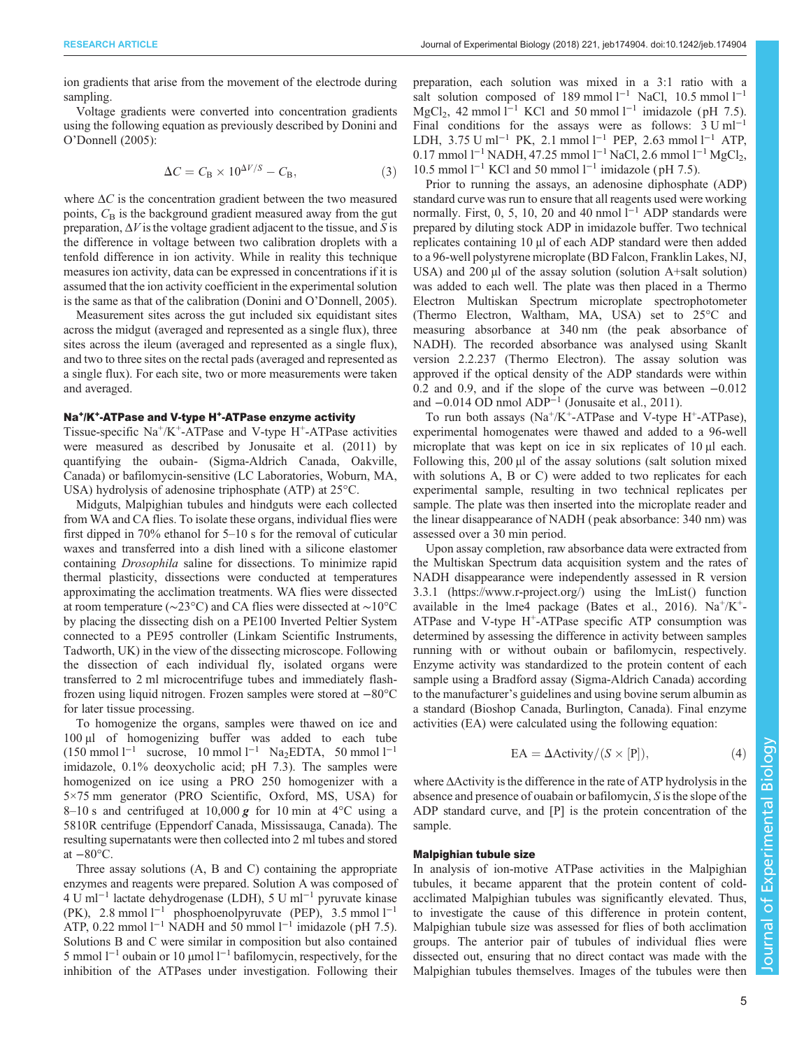ion gradients that arise from the movement of the electrode during sampling.

Voltage gradients were converted into concentration gradients using the following equation as previously described by Donini and O'Donnell (2005):

$$\Delta C = C_B \times 10^{\Delta V/S} - C_B, \tag{3}$$

where $\Delta C$ is the concentration gradient between the two measured points, $C_B$ is the background gradient measured away from the gut preparation, $\Delta V$ is the voltage gradient adjacent to the tissue, and $S$ is the difference in voltage between two calibration droplets with a tenfold difference in ion activity. While in reality this technique measures ion activity, data can be expressed in concentrations if it is assumed that the ion activity coefficient in the experimental solution is the same as that of the calibration (Donini and O'Donnell, 2005).

Measurement sites across the gut included six equidistant sites across the midgut (averaged and represented as a single flux), three sites across the ileum (averaged and represented as a single flux), and two to three sites on the rectal pads (averaged and represented as a single flux). For each site, two or more measurements were taken and averaged.

### $Na^+/K^+$-ATPase and V-type $H^+$-ATPase enzyme activity

Tissue-specific $Na^+/K^+$-ATPase and V-type $H^+$-ATPase activities were measured as described by Jonusaite et al. (2011) by quantifying the oubain- (Sigma-Aldrich Canada, Oakville, Canada) or bafilomycin-sensitive (LC Laboratories, Woburn, MA, USA) hydrolysis of adenosine triphosphate (ATP) at 25°C.

Midguts, Malpighian tubules and hindguts were each collected from WA and CA flies. To isolate these organs, individual flies were first dipped in 70% ethanol for 5–10 s for the removal of cuticular waxes and transferred into a dish lined with a silicone elastomer containing *Drosophila* saline for dissections. To minimize rapid thermal plasticity, dissections were conducted at temperatures approximating the acclimation treatments. WA flies were dissected at room temperature (~23°C) and CA flies were dissected at ~10°C by placing the dissecting dish on a PE100 Inverted Peltier System connected to a PE95 controller (Linkam Scientific Instruments, Tadworth, UK) in the view of the dissecting microscope. Following the dissection of each individual fly, isolated organs were transferred to 2 ml microcentrifuge tubes and immediately flash-frozen using liquid nitrogen. Frozen samples were stored at −80°C for later tissue processing.

To homogenize the organs, samples were thawed on ice and 100 µl of homogenizing buffer was added to each tube (150 mmol $l^{-1}$ sucrose, 10 mmol $l^{-1}$ $Na_2EDTA$, 50 mmol $l^{-1}$ imidazole, 0.1% deoxycholic acid; pH 7.3). The samples were homogenized on ice using a PRO 250 homogenizer with a 5×75 mm generator (PRO Scientific, Oxford, MS, USA) for 8–10 s and centrifuged at 10,000 ***g*** for 10 min at 4°C using a 5810R centrifuge (Eppendorf Canada, Mississauga, Canada). The resulting supernatants were then collected into 2 ml tubes and stored at −80°C.

Three assay solutions (A, B and C) containing the appropriate enzymes and reagents were prepared. Solution A was composed of 4 U $ml^{-1}$ lactate dehydrogenase (LDH), 5 U $ml^{-1}$ pyruvate kinase (PK), 2.8 mmol $l^{-1}$ phosphoenolpyruvate (PEP), 3.5 mmol $l^{-1}$ ATP, 0.22 mmol $l^{-1}$ NADH and 50 mmol $l^{-1}$ imidazole (pH 7.5). Solutions B and C were similar in composition but also contained 5 mmol $l^{-1}$ oubain or 10 µmol $l^{-1}$ bafilomycin, respectively, for the inhibition of the ATPases under investigation. Following their preparation, each solution was mixed in a 3:1 ratio with a salt solution composed of 189 mmol $l^{-1}$ NaCl, 10.5 mmol $l^{-1}$ $MgCl_2$, 42 mmol $l^{-1}$ KCl and 50 mmol $l^{-1}$ imidazole (pH 7.5). Final conditions for the assays were as follows: 3 U $ml^{-1}$ LDH, 3.75 U $ml^{-1}$ PK, 2.1 mmol $l^{-1}$ PEP, 2.63 mmol $l^{-1}$ ATP, 0.17 mmol $l^{-1}$ NADH, 47.25 mmol $l^{-1}$ NaCl, 2.6 mmol $l^{-1}$ $MgCl_2$, 10.5 mmol $l^{-1}$ KCl and 50 mmol $l^{-1}$ imidazole (pH 7.5).

Prior to running the assays, an adenosine diphosphate (ADP) standard curve was run to ensure that all reagents used were working normally. First, 0, 5, 10, 20 and 40 nmol $l^{-1}$ ADP standards were prepared by diluting stock ADP in imidazole buffer. Two technical replicates containing 10 µl of each ADP standard were then added to a 96-well polystyrene microplate (BD Falcon, Franklin Lakes, NJ, USA) and 200 µl of the assay solution (solution A+salt solution) was added to each well. The plate was then placed in a Thermo Electron Multiskan Spectrum microplate spectrophotometer (Thermo Electron, Waltham, MA, USA) set to 25°C and measuring absorbance at 340 nm (the peak absorbance of NADH). The recorded absorbance was analysed using SkanIt version 2.2.237 (Thermo Electron). The assay solution was approved if the optical density of the ADP standards were within 0.2 and 0.9, and if the slope of the curve was between −0.012 and −0.014 OD nmol $ADP^{-1}$ (Jonusaite et al., 2011).

To run both assays ($Na^+/K^+$-ATPase and V-type $H^+$-ATPase), experimental homogenates were thawed and added to a 96-well microplate that was kept on ice in six replicates of 10 µl each. Following this, 200 µl of the assay solutions (salt solution mixed with solutions A, B or C) were added to two replicates for each experimental sample, resulting in two technical replicates per sample. The plate was then inserted into the microplate reader and the linear disappearance of NADH (peak absorbance: 340 nm) was assessed over a 30 min period.

Upon assay completion, raw absorbance data were extracted from the Multiskan Spectrum data acquisition system and the rates of NADH disappearance were independently assessed in R version 3.3.1 (https://www.r-project.org/) using the lmList() function available in the lme4 package (Bates et al., 2016). $Na^+/K^+$-ATPase and V-type $H^+$-ATPase specific ATP consumption was determined by assessing the difference in activity between samples running with or without oubain or bafilomycin, respectively. Enzyme activity was standardized to the protein content of each sample using a Bradford assay (Sigma-Aldrich Canada) according to the manufacturer's guidelines and using bovine serum albumin as a standard (Bioshop Canada, Burlington, Canada). Final enzyme activities (EA) were calculated using the following equation:

$$\text{EA} = \Delta\text{Activity}/(S \times [\text{P}]), \tag{4}$$

where ΔActivity is the difference in the rate of ATP hydrolysis in the absence and presence of ouabain or bafilomycin, $S$ is the slope of the ADP standard curve, and [P] is the protein concentration of the sample.

### Malpighian tubule size

In analysis of ion-motive ATPase activities in the Malpighian tubules, it became apparent that the protein content of cold-acclimated Malpighian tubules was significantly elevated. Thus, to investigate the cause of this difference in protein content, Malpighian tubule size was assessed for flies of both acclimation groups. The anterior pair of tubules of individual flies were dissected out, ensuring that no direct contact was made with the Malpighian tubules themselves. Images of the tubules were then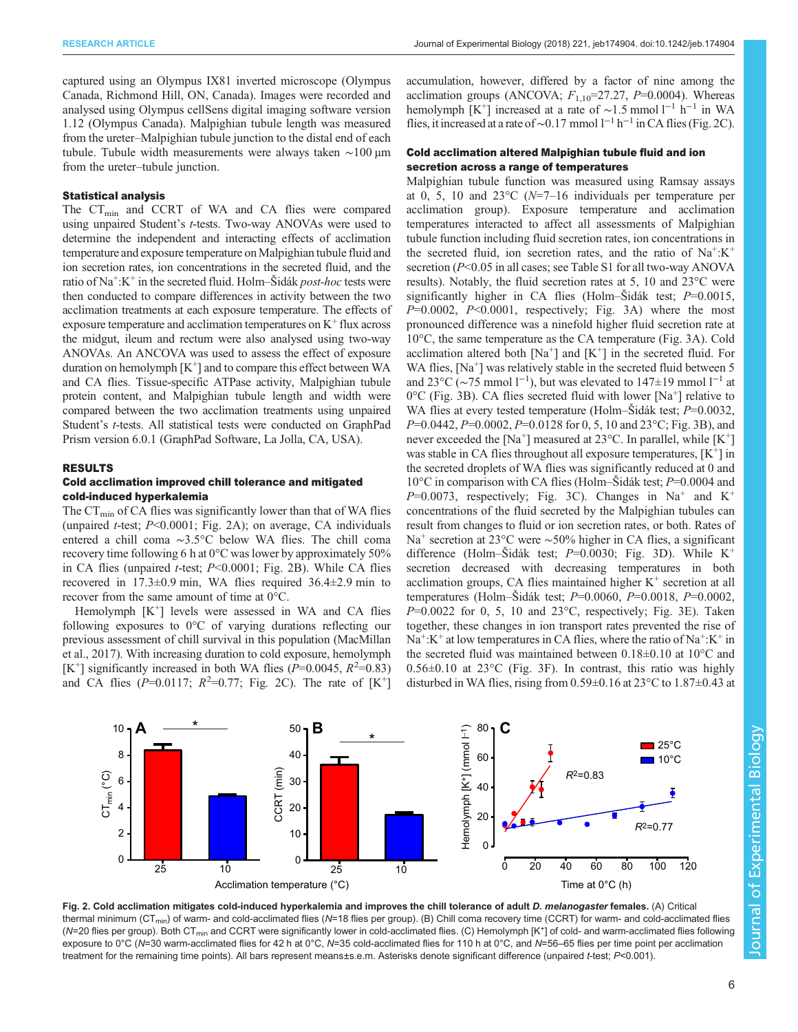captured using an Olympus IX81 inverted microscope (Olympus Canada, Richmond Hill, ON, Canada). Images were recorded and analysed using Olympus cellSens digital imaging software version 1.12 (Olympus Canada). Malpighian tubule length was measured from the ureter–Malpighian tubule junction to the distal end of each tubule. Tubule width measurements were always taken ∼100 µm from the ureter–tubule junction.

### Statistical analysis

The $CT_{min}$ and CCRT of WA and CA flies were compared using unpaired Student's *t*-tests. Two-way ANOVAs were used to determine the independent and interacting effects of acclimation temperature and exposure temperature on Malpighian tubule fluid and ion secretion rates, ion concentrations in the secreted fluid, and the ratio of $Na^+$:$K^+$ in the secreted fluid. Holm–Šidák *post-hoc* tests were then conducted to compare differences in activity between the two acclimation treatments at each exposure temperature. The effects of exposure temperature and acclimation temperatures on $K^+$ flux across the midgut, ileum and rectum were also analysed using two-way ANOVAs. An ANCOVA was used to assess the effect of exposure duration on hemolymph [$K^+$] and to compare this effect between WA and CA flies. Tissue-specific ATPase activity, Malpighian tubule protein content, and Malpighian tubule length and width were compared between the two acclimation treatments using unpaired Student's *t*-tests. All statistical tests were conducted on GraphPad Prism version 6.0.1 (GraphPad Software, La Jolla, CA, USA).

## RESULTS

### Cold acclimation improved chill tolerance and mitigated cold-induced hyperkalemia

The $CT_{min}$ of CA flies was significantly lower than that of WA flies (unpaired *t*-test; $P<0.0001$; Fig. 2A); on average, CA individuals entered a chill coma ∼3.5°C below WA flies. The chill coma recovery time following 6 h at 0°C was lower by approximately 50% in CA flies (unpaired *t*-test; $P<0.0001$; Fig. 2B). While CA flies recovered in 17.3±0.9 min, WA flies required 36.4±2.9 min to recover from the same amount of time at 0°C.

Hemolymph [$K^+$] levels were assessed in WA and CA flies following exposures to 0°C of varying durations reflecting our previous assessment of chill survival in this population (MacMillan et al., 2017). With increasing duration to cold exposure, hemolymph [$K^+$] significantly increased in both WA flies ($P=0.0045$, $R^2=0.83$) and CA flies ($P=0.0117$; $R^2=0.77$; Fig. 2C). The rate of [$K^+$] accumulation, however, differed by a factor of nine among the acclimation groups (ANCOVA; $F_{1,10}=27.27$, $P=0.0004$). Whereas hemolymph [$K^+$] increased at a rate of ∼1.5 mmol $l^{-1}$ $h^{-1}$ in WA flies, it increased at a rate of ∼0.17 mmol $l^{-1}$ $h^{-1}$ in CA flies (Fig. 2C).

### Cold acclimation altered Malpighian tubule fluid and ion secretion across a range of temperatures

Malpighian tubule function was measured using Ramsay assays at 0, 5, 10 and 23°C ($N$=7–16 individuals per temperature per acclimation group). Exposure temperature and acclimation temperatures interacted to affect all assessments of Malpighian tubule function including fluid secretion rates, ion concentrations in the secreted fluid, ion secretion rates, and the ratio of $Na^+$:$K^+$ secretion ($P<0.05$ in all cases; see Table S1 for all two-way ANOVA results). Notably, the fluid secretion rates at 5, 10 and 23°C were significantly higher in CA flies (Holm–Šidák test; $P=0.0015$, $P=0.0002$, $P<0.0001$, respectively; Fig. 3A) where the most pronounced difference was a ninefold higher fluid secretion rate at 10°C, the same temperature as the CA temperature (Fig. 3A). Cold acclimation altered both [$Na^+$] and [$K^+$] in the secreted fluid. For WA flies, [$Na^+$] was relatively stable in the secreted fluid between 5 and 23°C (∼75 mmol $l^{-1}$), but was elevated to 147±19 mmol $l^{-1}$ at 0°C (Fig. 3B). CA flies secreted fluid with lower [$Na^+$] relative to WA flies at every tested temperature (Holm–Šidák test; $P=0.0032$, $P=0.0442$, $P=0.0002$, $P=0.0128$ for 0, 5, 10 and 23°C; Fig. 3B), and never exceeded the [$Na^+$] measured at 23°C. In parallel, while [$K^+$] was stable in CA flies throughout all exposure temperatures, [$K^+$] in the secreted droplets of WA flies was significantly reduced at 0 and 10°C in comparison with CA flies (Holm–Šidák test; $P=0.0004$ and $P=0.0073$, respectively; Fig. 3C). Changes in $Na^+$ and $K^+$ concentrations of the fluid secreted by the Malpighian tubules can result from changes to fluid or ion secretion rates, or both. Rates of $Na^+$ secretion at 23°C were ∼50% higher in CA flies, a significant difference (Holm–Šidák test; $P=0.0030$; Fig. 3D). While $K^+$ secretion decreased with decreasing temperatures in both acclimation groups, CA flies maintained higher $K^+$ secretion at all temperatures (Holm–Šidák test; $P=0.0060$, $P=0.0018$, $P=0.0002$, $P=0.0022$ for 0, 5, 10 and 23°C, respectively; Fig. 3E). Taken together, these changes in ion transport rates prevented the rise of $Na^+$:$K^+$ at low temperatures in CA flies, where the ratio of $Na^+$:$K^+$ in the secreted fluid was maintained between 0.18±0.10 at 10°C and 0.56±0.10 at 23°C (Fig. 3F). In contrast, this ratio was highly disturbed in WA flies, rising from 0.59±0.16 at 23°C to 1.87±0.43 at

**Fig. 2. Cold acclimation mitigates cold-induced hyperkalemia and improves the chill tolerance of adult *D. melanogaster* females.** (A) Critical thermal minimum ($CT_{min}$) of warm- and cold-acclimated flies ($N$=18 flies per group). (B) Chill coma recovery time (CCRT) for warm- and cold-acclimated flies ($N$=20 flies per group). Both $CT_{min}$ and CCRT were significantly lower in cold-acclimated flies. (C) Hemolymph [$K^+$] of cold- and warm-acclimated flies following exposure to 0°C ($N$=30 warm-acclimated flies for 42 h at 0°C, $N$=35 cold-acclimated flies for 110 h at 0°C, and $N$=56–65 flies per time point per acclimation treatment for the remaining time points). All bars represent means±s.e.m. Asterisks denote significant difference (unpaired *t*-test; $P<0.001$).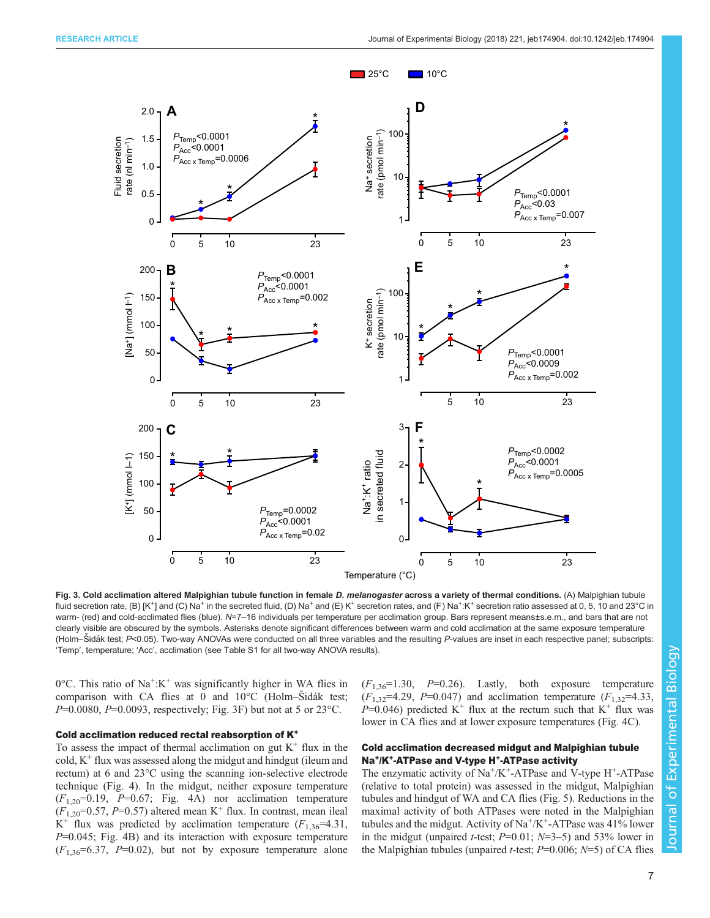Fig. 3. Cold acclimation altered Malpighian tubule function in female *D. melanogaster* across a variety of thermal conditions. (A) Malpighian tubule fluid secretion rate, (B) $[K^+]$ and (C) $Na^+$ in the secreted fluid, (D) $Na^+$ and (E) $K^+$ secretion rates, and (F) $Na^+$:$K^+$ secretion ratio assessed at 0, 5, 10 and 23°C in warm- (red) and cold-acclimated flies (blue). *N*=7–16 individuals per temperature per acclimation group. Bars represent means±s.e.m., and bars that are not clearly visible are obscured by the symbols. Asterisks denote significant differences between warm and cold acclimation at the same exposure temperature (Holm–Šidák test; *P*<0.05). Two-way ANOVAs were conducted on all three variables and the resulting *P*-values are inset in each respective panel; subscripts: 'Temp', temperature; 'Acc', acclimation (see Table S1 for all two-way ANOVA results).

0°C. This ratio of $Na^+$:$K^+$ was significantly higher in WA flies in comparison with CA flies at 0 and 10°C (Holm–Šidák test; *P*=0.0080, *P*=0.0093, respectively; Fig. 3F) but not at 5 or 23°C.

### Cold acclimation reduced rectal reabsorption of $K^+$

To assess the impact of thermal acclimation on gut $K^+$ flux in the cold, $K^+$ flux was assessed along the midgut and hindgut (ileum and rectum) at 6 and 23°C using the scanning ion-selective electrode technique (Fig. 4). In the midgut, neither exposure temperature ($F_{1,20}$=0.19, *P*=0.67; Fig. 4A) nor acclimation temperature ($F_{1,20}$=0.57, *P*=0.57) altered mean $K^+$ flux. In contrast, mean ileal $K^+$ flux was predicted by acclimation temperature ($F_{1,36}$=4.31, *P*=0.045; Fig. 4B) and its interaction with exposure temperature ($F_{1,36}$=6.37, *P*=0.02), but not by exposure temperature alone ($F_{1,36}$=1.30, *P*=0.26). Lastly, both exposure temperature ($F_{1,32}$=4.29, *P*=0.047) and acclimation temperature ($F_{1,32}$=4.33, *P*=0.046) predicted $K^+$ flux at the rectum such that $K^+$ flux was lower in CA flies and at lower exposure temperatures (Fig. 4C).

### Cold acclimation decreased midgut and Malpighian tubule $Na^+$/$K^+$-ATPase and V-type $H^+$-ATPase activity

The enzymatic activity of $Na^+$/$K^+$-ATPase and V-type $H^+$-ATPase (relative to total protein) was assessed in the midgut, Malpighian tubules and hindgut of WA and CA flies (Fig. 5). Reductions in the maximal activity of both ATPases were noted in the Malpighian tubules and the midgut. Activity of $Na^+$/$K^+$-ATPase was 41% lower in the midgut (unpaired *t*-test; *P*=0.01; *N*=3–5) and 53% lower in the Malpighian tubules (unpaired *t*-test; *P*=0.006; *N*=5) of CA flies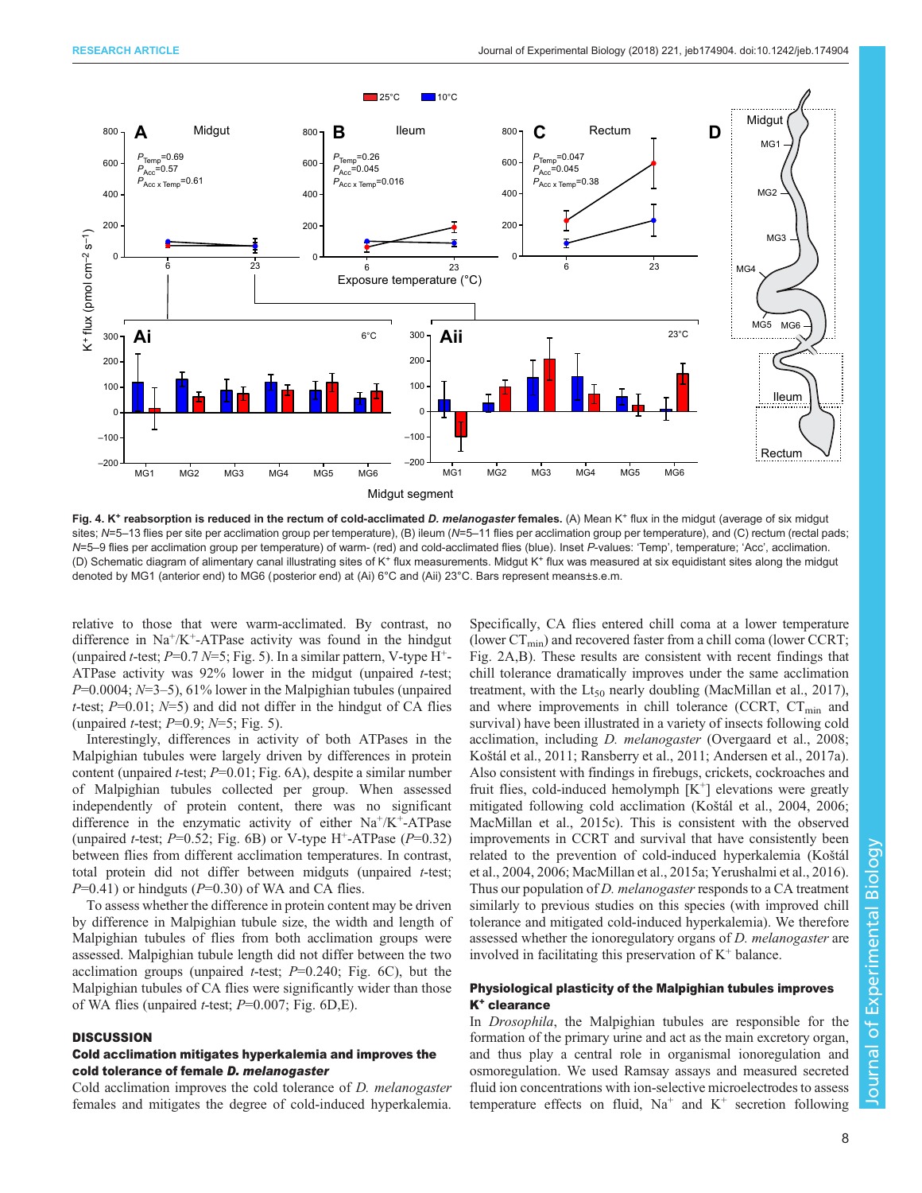**Fig. 4. $K^+$ reabsorption is reduced in the rectum of cold-acclimated *D. melanogaster* females.** (A) Mean $K^+$ flux in the midgut (average of six midgut sites; $N$=5–13 flies per site per acclimation group per temperature), (B) ileum ($N$=5–11 flies per acclimation group per temperature), and (C) rectum (rectal pads; $N$=5–9 flies per acclimation group per temperature) of warm- (red) and cold-acclimated flies (blue). Inset $P$-values: 'Temp', temperature; 'Acc', acclimation. (D) Schematic diagram of alimentary canal illustrating sites of $K^+$ flux measurements. Midgut $K^+$ flux was measured at six equidistant sites along the midgut denoted by MG1 (anterior end) to MG6 (posterior end) at (Ai) 6°C and (Aii) 23°C. Bars represent means±s.e.m.

relative to those that were warm-acclimated. By contrast, no difference in $Na^+/K^+$-ATPase activity was found in the hindgut (unpaired $t$-test; $P$=0.7 $N$=5; Fig. 5). In a similar pattern, V-type $H^+$-ATPase activity was 92% lower in the midgut (unpaired $t$-test; $P$=0.0004; $N$=3–5), 61% lower in the Malpighian tubules (unpaired $t$-test; $P$=0.01; $N$=5) and did not differ in the hindgut of CA flies (unpaired $t$-test; $P$=0.9; $N$=5; Fig. 5).

Interestingly, differences in activity of both ATPases in the Malpighian tubules were largely driven by differences in protein content (unpaired $t$-test; $P$=0.01; Fig. 6A), despite a similar number of Malpighian tubules collected per group. When assessed independently of protein content, there was no significant difference in the enzymatic activity of either $Na^+/K^+$-ATPase (unpaired $t$-test; $P$=0.52; Fig. 6B) or V-type $H^+$-ATPase ($P$=0.32) between flies from different acclimation temperatures. In contrast, total protein did not differ between midguts (unpaired $t$-test; $P$=0.41) or hindguts ($P$=0.30) of WA and CA flies.

To assess whether the difference in protein content may be driven by difference in Malpighian tubule size, the width and length of Malpighian tubules of flies from both acclimation groups were assessed. Malpighian tubule length did not differ between the two acclimation groups (unpaired $t$-test; $P$=0.240; Fig. 6C), but the Malpighian tubules of CA flies were significantly wider than those of WA flies (unpaired $t$-test; $P$=0.007; Fig. 6D,E).

## DISCUSSION

### Cold acclimation mitigates hyperkalemia and improves the cold tolerance of female *D. melanogaster*

Cold acclimation improves the cold tolerance of *D. melanogaster* females and mitigates the degree of cold-induced hyperkalemia. Specifically, CA flies entered chill coma at a lower temperature (lower $CT_{min}$) and recovered faster from a chill coma (lower CCRT; Fig. 2A,B). These results are consistent with recent findings that chill tolerance dramatically improves under the same acclimation treatment, with the $Lt_{50}$ nearly doubling (MacMillan et al., 2017), and where improvements in chill tolerance (CCRT, $CT_{min}$ and survival) have been illustrated in a variety of insects following cold acclimation, including *D. melanogaster* (Overgaard et al., 2008; Koštál et al., 2011; Ransberry et al., 2011; Andersen et al., 2017a). Also consistent with findings in firebugs, crickets, cockroaches and fruit flies, cold-induced hemolymph [$K^+$] elevations were greatly mitigated following cold acclimation (Koštál et al., 2004, 2006; MacMillan et al., 2015c). This is consistent with the observed improvements in CCRT and survival that have consistently been related to the prevention of cold-induced hyperkalemia (Koštál et al., 2004, 2006; MacMillan et al., 2015a; Yerushalmi et al., 2016). Thus our population of *D. melanogaster* responds to a CA treatment similarly to previous studies on this species (with improved chill tolerance and mitigated cold-induced hyperkalemia). We therefore assessed whether the ionoregulatory organs of *D. melanogaster* are involved in facilitating this preservation of $K^+$ balance.

### Physiological plasticity of the Malpighian tubules improves $K^+$ clearance

In *Drosophila*, the Malpighian tubules are responsible for the formation of the primary urine and act as the main excretory organ, and thus play a central role in organismal ionoregulation and osmoregulation. We used Ramsay assays and measured secreted fluid ion concentrations with ion-selective microelectrodes to assess temperature effects on fluid, $Na^+$ and $K^+$ secretion following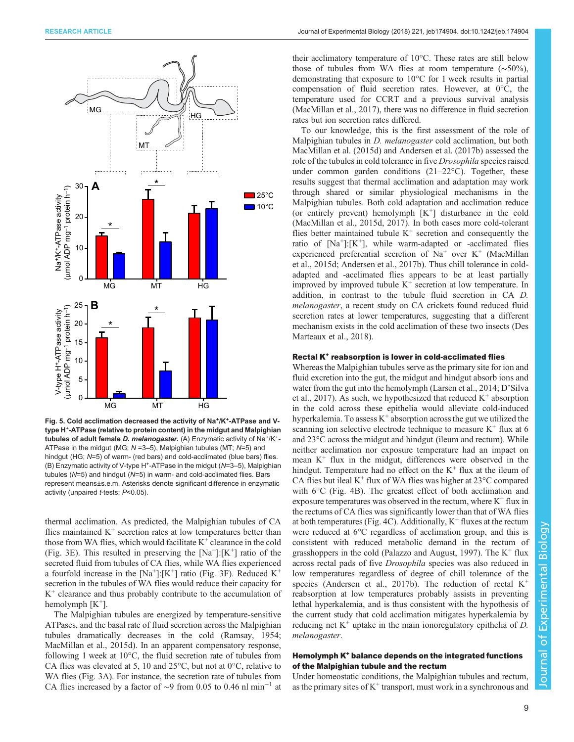**Fig. 5. Cold acclimation decreased the activity of Na⁺/K⁺-ATPase and V-type H⁺-ATPase (relative to protein content) in the midgut and Malpighian tubules of adult female *D. melanogaster*.** (A) Enzymatic activity of Na⁺/K⁺-ATPase in the midgut (MG; *N* =3–5), Malpighian tubules (MT; *N*=5) and hindgut (HG; *N*=5) of warm- (red bars) and cold-acclimated (blue bars) flies. (B) Enzymatic activity of V-type H⁺-ATPase in the midgut (*N*=3–5), Malpighian tubules (*N*=5) and hindgut (*N*=5) in warm- and cold-acclimated flies. Bars represent means±s.e.m. Asterisks denote significant difference in enzymatic activity (unpaired *t*-tests; *P*<0.05).

thermal acclimation. As predicted, the Malpighian tubules of CA flies maintained K⁺ secretion rates at low temperatures better than those from WA flies, which would facilitate K⁺ clearance in the cold (Fig. 3E). This resulted in preserving the [Na⁺]:[K⁺] ratio of the secreted fluid from tubules of CA flies, while WA flies experienced a fourfold increase in the [Na⁺]:[K⁺] ratio (Fig. 3F). Reduced K⁺ secretion in the tubules of WA flies would reduce their capacity for K⁺ clearance and thus probably contribute to the accumulation of hemolymph [K⁺].

The Malpighian tubules are energized by temperature-sensitive ATPases, and the basal rate of fluid secretion across the Malpighian tubules dramatically decreases in the cold (Ramsay, 1954; MacMillan et al., 2015d). In an apparent compensatory response, following 1 week at 10°C, the fluid secretion rate of tubules from CA flies was elevated at 5, 10 and 25°C, but not at 0°C, relative to WA flies (Fig. 3A). For instance, the secretion rate of tubules from CA flies increased by a factor of ∼9 from 0.05 to 0.46 nl min⁻¹ at their acclimatory temperature of 10°C. These rates are still below those of tubules from WA flies at room temperature (∼50%), demonstrating that exposure to 10°C for 1 week results in partial compensation of fluid secretion rates. However, at 0°C, the temperature used for CCRT and a previous survival analysis (MacMillan et al., 2017), there was no difference in fluid secretion rates but ion secretion rates differed.

To our knowledge, this is the first assessment of the role of Malpighian tubules in *D. melanogaster* cold acclimation, but both MacMillan et al. (2015d) and Andersen et al. (2017b) assessed the role of the tubules in cold tolerance in five *Drosophila* species raised under common garden conditions (21–22°C). Together, these results suggest that thermal acclimation and adaptation may work through shared or similar physiological mechanisms in the Malpighian tubules. Both cold adaptation and acclimation reduce (or entirely prevent) hemolymph [K⁺] disturbance in the cold (MacMillan et al., 2015d, 2017). In both cases more cold-tolerant flies better maintained tubule K⁺ secretion and consequently the ratio of [Na⁺]:[K⁺], while warm-adapted or -acclimated flies experienced preferential secretion of Na⁺ over K⁺ (MacMillan et al., 2015d; Andersen et al., 2017b). Thus chill tolerance in cold-adapted and -acclimated flies appears to be at least partially improved by improved tubule K⁺ secretion at low temperature. In addition, in contrast to the tubule fluid secretion in CA *D. melanogaster*, a recent study on CA crickets found reduced fluid secretion rates at lower temperatures, suggesting that a different mechanism exists in the cold acclimation of these two insects (Des Marteaux et al., 2018).

### Rectal K⁺ reabsorption is lower in cold-acclimated flies

Whereas the Malpighian tubules serve as the primary site for ion and fluid excretion into the gut, the midgut and hindgut absorb ions and water from the gut into the hemolymph (Larsen et al., 2014; D'Silva et al., 2017). As such, we hypothesized that reduced K⁺ absorption in the cold across these epithelia would alleviate cold-induced hyperkalemia. To assess K⁺ absorption across the gut we utilized the scanning ion selective electrode technique to measure K⁺ flux at 6 and 23°C across the midgut and hindgut (ileum and rectum). While neither acclimation nor exposure temperature had an impact on mean K⁺ flux in the midgut, differences were observed in the hindgut. Temperature had no effect on the K⁺ flux at the ileum of CA flies but ileal K⁺ flux of WA flies was higher at 23°C compared with 6°C (Fig. 4B). The greatest effect of both acclimation and exposure temperatures was observed in the rectum, where K⁺ flux in the rectums of CA flies was significantly lower than that of WA flies at both temperatures (Fig. 4C). Additionally, K⁺ fluxes at the rectum were reduced at 6°C regardless of acclimation group, and this is consistent with reduced metabolic demand in the rectum of grasshoppers in the cold (Palazzo and August, 1997). The K⁺ flux across rectal pads of five *Drosophila* species was also reduced in low temperatures regardless of degree of chill tolerance of the species (Andersen et al., 2017b). The reduction of rectal K⁺ reabsorption at low temperatures probably assists in preventing lethal hyperkalemia, and is thus consistent with the hypothesis of the current study that cold acclimation mitigates hyperkalemia by reducing net K⁺ uptake in the main ionoregulatory epithelia of *D. melanogaster*.

### Hemolymph K⁺ balance depends on the integrated functions of the Malpighian tubule and the rectum

Under homeostatic conditions, the Malpighian tubules and rectum, as the primary sites of K⁺ transport, must work in a synchronous and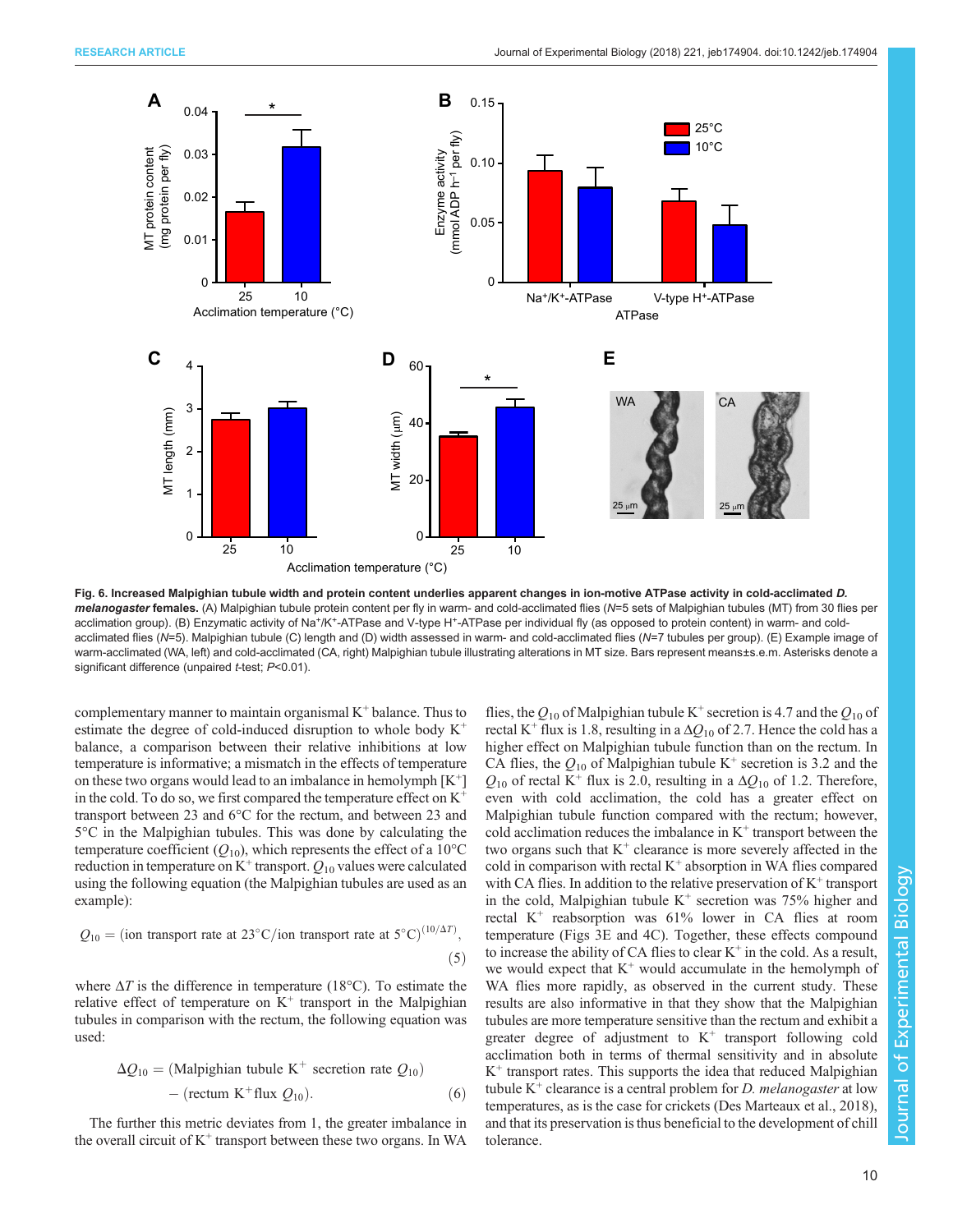**Fig. 6. Increased Malpighian tubule width and protein content underlies apparent changes in ion-motive ATPase activity in cold-acclimated *D. melanogaster* females.** (A) Malpighian tubule protein content per fly in warm- and cold-acclimated flies (*N*=5 sets of Malpighian tubules (MT) from 30 flies per acclimation group). (B) Enzymatic activity of $Na^+/K^+$-ATPase and V-type $H^+$-ATPase per individual fly (as opposed to protein content) in warm- and cold-acclimated flies (*N*=5). Malpighian tubule (C) length and (D) width assessed in warm- and cold-acclimated flies (*N*=7 tubules per group). (E) Example image of warm-acclimated (WA, left) and cold-acclimated (CA, right) Malpighian tubule illustrating alterations in MT size. Bars represent means±s.e.m. Asterisks denote a significant difference (unpaired *t*-test; $P<0.01$).

complementary manner to maintain organismal $K^+$ balance. Thus to estimate the degree of cold-induced disruption to whole body $K^+$ balance, a comparison between their relative inhibitions at low temperature is informative; a mismatch in the effects of temperature on these two organs would lead to an imbalance in hemolymph $[K^+]$ in the cold. To do so, we first compared the temperature effect on $K^+$ transport between 23 and 6°C for the rectum, and between 23 and 5°C in the Malpighian tubules. This was done by calculating the temperature coefficient ($Q_{10}$), which represents the effect of a 10°C reduction in temperature on $K^+$ transport. $Q_{10}$ values were calculated using the following equation (the Malpighian tubules are used as an example):

$$Q_{10} = (\text{ion transport rate at } 23°\text{C}/\text{ion transport rate at } 5°\text{C})^{(10/\Delta T)}, \quad (5)$$

where $\Delta T$ is the difference in temperature (18°C). To estimate the relative effect of temperature on $K^+$ transport in the Malpighian tubules in comparison with the rectum, the following equation was used:

$$\Delta Q_{10} = (\text{Malpighian tubule } K^+ \text{ secretion rate } Q_{10}) - (\text{rectum } K^+ \text{flux } Q_{10}). \quad (6)$$

The further this metric deviates from 1, the greater imbalance in the overall circuit of $K^+$ transport between these two organs. In WA flies, the $Q_{10}$ of Malpighian tubule $K^+$ secretion is 4.7 and the $Q_{10}$ of rectal $K^+$ flux is 1.8, resulting in a $\Delta Q_{10}$ of 2.7. Hence the cold has a higher effect on Malpighian tubule function than on the rectum. In CA flies, the $Q_{10}$ of Malpighian tubule $K^+$ secretion is 3.2 and the $Q_{10}$ of rectal $K^+$ flux is 2.0, resulting in a $\Delta Q_{10}$ of 1.2. Therefore, even with cold acclimation, the cold has a greater effect on Malpighian tubule function compared with the rectum; however, cold acclimation reduces the imbalance in $K^+$ transport between the two organs such that $K^+$ clearance is more severely affected in the cold in comparison with rectal $K^+$ absorption in WA flies compared with CA flies. In addition to the relative preservation of $K^+$ transport in the cold, Malpighian tubule $K^+$ secretion was 75% higher and rectal $K^+$ reabsorption was 61% lower in CA flies at room temperature (Figs 3E and 4C). Together, these effects compound to increase the ability of CA flies to clear $K^+$ in the cold. As a result, we would expect that $K^+$ would accumulate in the hemolymph of WA flies more rapidly, as observed in the current study. These results are also informative in that they show that the Malpighian tubules are more temperature sensitive than the rectum and exhibit a greater degree of adjustment to $K^+$ transport following cold acclimation both in terms of thermal sensitivity and in absolute $K^+$ transport rates. This supports the idea that reduced Malpighian tubule $K^+$ clearance is a central problem for *D. melanogaster* at low temperatures, as is the case for crickets (Des Marteaux et al., 2018), and that its preservation is thus beneficial to the development of chill tolerance.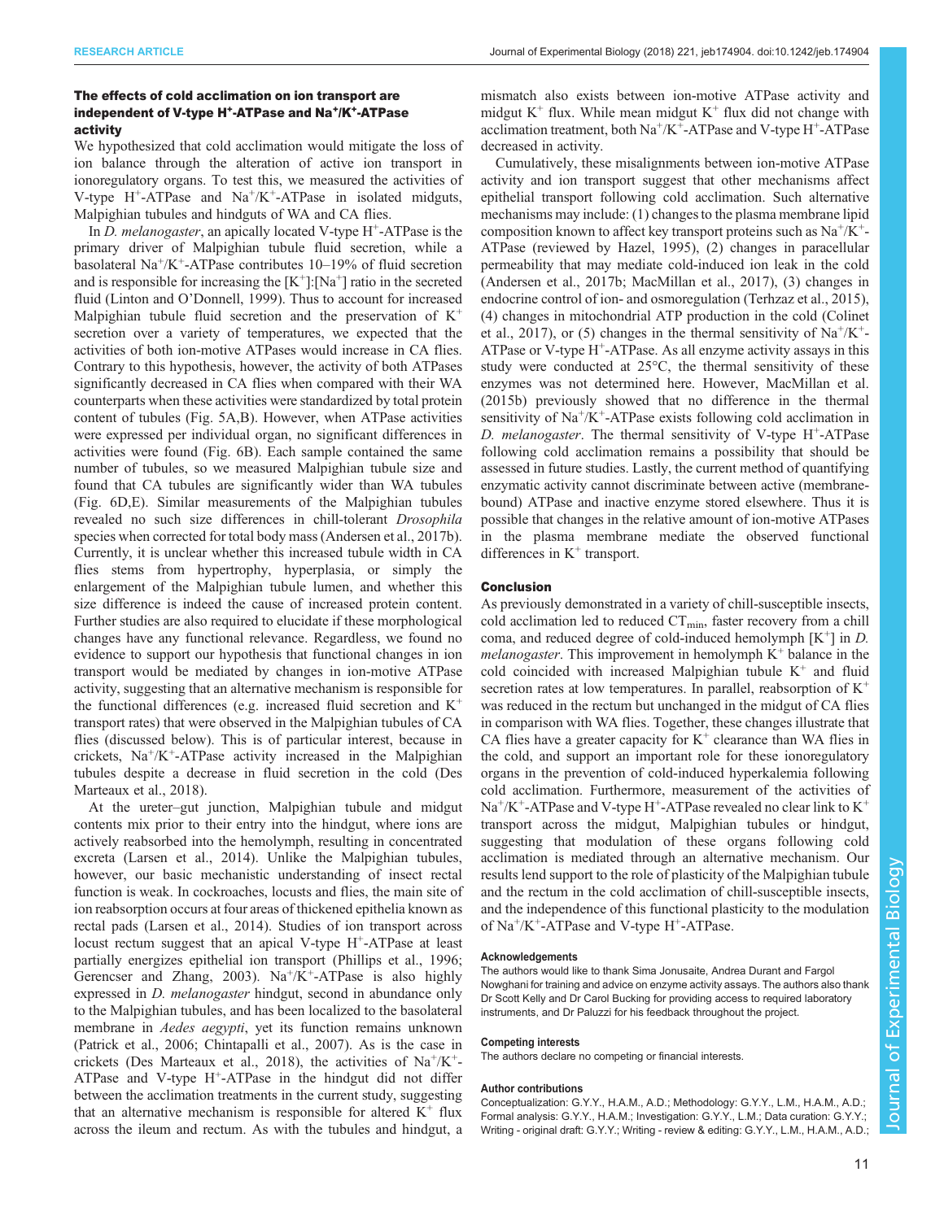### The effects of cold acclimation on ion transport are independent of V-type $H^+$-ATPase and $Na^+/K^+$-ATPase activity

We hypothesized that cold acclimation would mitigate the loss of ion balance through the alteration of active ion transport in ionoregulatory organs. To test this, we measured the activities of V-type $H^+$-ATPase and $Na^+/K^+$-ATPase in isolated midguts, Malpighian tubules and hindguts of WA and CA flies.

In *D. melanogaster*, an apically located V-type $H^+$-ATPase is the primary driver of Malpighian tubule fluid secretion, while a basolateral $Na^+/K^+$-ATPase contributes 10–19% of fluid secretion and is responsible for increasing the $[K^+]$:$[Na^+]$ ratio in the secreted fluid (Linton and O'Donnell, 1999). Thus to account for increased Malpighian tubule fluid secretion and the preservation of $K^+$ secretion over a variety of temperatures, we expected that the activities of both ion-motive ATPases would increase in CA flies. Contrary to this hypothesis, however, the activity of both ATPases significantly decreased in CA flies when compared with their WA counterparts when these activities were standardized by total protein content of tubules (Fig. 5A,B). However, when ATPase activities were expressed per individual organ, no significant differences in activities were found (Fig. 6B). Each sample contained the same number of tubules, so we measured Malpighian tubule size and found that CA tubules are significantly wider than WA tubules (Fig. 6D,E). Similar measurements of the Malpighian tubules revealed no such size differences in chill-tolerant *Drosophila* species when corrected for total body mass (Andersen et al., 2017b). Currently, it is unclear whether this increased tubule width in CA flies stems from hypertrophy, hyperplasia, or simply the enlargement of the Malpighian tubule lumen, and whether this size difference is indeed the cause of increased protein content. Further studies are also required to elucidate if these morphological changes have any functional relevance. Regardless, we found no evidence to support our hypothesis that functional changes in ion transport would be mediated by changes in ion-motive ATPase activity, suggesting that an alternative mechanism is responsible for the functional differences (e.g. increased fluid secretion and $K^+$ transport rates) that were observed in the Malpighian tubules of CA flies (discussed below). This is of particular interest, because in crickets, $Na^+/K^+$-ATPase activity increased in the Malpighian tubules despite a decrease in fluid secretion in the cold (Des Marteaux et al., 2018).

At the ureter–gut junction, Malpighian tubule and midgut contents mix prior to their entry into the hindgut, where ions are actively reabsorbed into the hemolymph, resulting in concentrated excreta (Larsen et al., 2014). Unlike the Malpighian tubules, however, our basic mechanistic understanding of insect rectal function is weak. In cockroaches, locusts and flies, the main site of ion reabsorption occurs at four areas of thickened epithelia known as rectal pads (Larsen et al., 2014). Studies of ion transport across locust rectum suggest that an apical V-type $H^+$-ATPase at least partially energizes epithelial ion transport (Phillips et al., 1996; Gerencser and Zhang, 2003). $Na^+/K^+$-ATPase is also highly expressed in *D. melanogaster* hindgut, second in abundance only to the Malpighian tubules, and has been localized to the basolateral membrane in *Aedes aegypti*, yet its function remains unknown (Patrick et al., 2006; Chintapalli et al., 2007). As is the case in crickets (Des Marteaux et al., 2018), the activities of $Na^+/K^+$-ATPase and V-type $H^+$-ATPase in the hindgut did not differ between the acclimation treatments in the current study, suggesting that an alternative mechanism is responsible for altered $K^+$ flux across the ileum and rectum. As with the tubules and hindgut, a mismatch also exists between ion-motive ATPase activity and midgut $K^+$ flux. While mean midgut $K^+$ flux did not change with acclimation treatment, both $Na^+/K^+$-ATPase and V-type $H^+$-ATPase decreased in activity.

Cumulatively, these misalignments between ion-motive ATPase activity and ion transport suggest that other mechanisms affect epithelial transport following cold acclimation. Such alternative mechanisms may include: (1) changes to the plasma membrane lipid composition known to affect key transport proteins such as $Na^+/K^+$-ATPase (reviewed by Hazel, 1995), (2) changes in paracellular permeability that may mediate cold-induced ion leak in the cold (Andersen et al., 2017b; MacMillan et al., 2017), (3) changes in endocrine control of ion- and osmoregulation (Terhzaz et al., 2015), (4) changes in mitochondrial ATP production in the cold (Colinet et al., 2017), or (5) changes in the thermal sensitivity of $Na^+/K^+$-ATPase or V-type $H^+$-ATPase. As all enzyme activity assays in this study were conducted at 25°C, the thermal sensitivity of these enzymes was not determined here. However, MacMillan et al. (2015b) previously showed that no difference in the thermal sensitivity of $Na^+/K^+$-ATPase exists following cold acclimation in *D. melanogaster*. The thermal sensitivity of V-type $H^+$-ATPase following cold acclimation remains a possibility that should be assessed in future studies. Lastly, the current method of quantifying enzymatic activity cannot discriminate between active (membrane-bound) ATPase and inactive enzyme stored elsewhere. Thus it is possible that changes in the relative amount of ion-motive ATPases in the plasma membrane mediate the observed functional differences in $K^+$ transport.

## Conclusion

As previously demonstrated in a variety of chill-susceptible insects, cold acclimation led to reduced $CT_{min}$, faster recovery from a chill coma, and reduced degree of cold-induced hemolymph $[K^+]$ in *D. melanogaster*. This improvement in hemolymph $K^+$ balance in the cold coincided with increased Malpighian tubule $K^+$ and fluid secretion rates at low temperatures. In parallel, reabsorption of $K^+$ was reduced in the rectum but unchanged in the midgut of CA flies in comparison with WA flies. Together, these changes illustrate that CA flies have a greater capacity for $K^+$ clearance than WA flies in the cold, and support an important role for these ionoregulatory organs in the prevention of cold-induced hyperkalemia following cold acclimation. Furthermore, measurement of the activities of $Na^+/K^+$-ATPase and V-type $H^+$-ATPase revealed no clear link to $K^+$ transport across the midgut, Malpighian tubules or hindgut, suggesting that modulation of these organs following cold acclimation is mediated through an alternative mechanism. Our results lend support to the role of plasticity of the Malpighian tubule and the rectum in the cold acclimation of chill-susceptible insects, and the independence of this functional plasticity to the modulation of $Na^+/K^+$-ATPase and V-type $H^+$-ATPase.

#### Acknowledgements

The authors would like to thank Sima Jonusaite, Andrea Durant and Fargol Nowghani for training and advice on enzyme activity assays. The authors also thank Dr Scott Kelly and Dr Carol Bucking for providing access to required laboratory instruments, and Dr Paluzzi for his feedback throughout the project.

#### Competing interests

The authors declare no competing or financial interests.

#### Author contributions

Conceptualization: G.Y.Y., H.A.M., A.D.; Methodology: G.Y.Y., L.M., H.A.M., A.D.; Formal analysis: G.Y.Y., H.A.M.; Investigation: G.Y.Y., L.M.; Data curation: G.Y.Y.; Writing - original draft: G.Y.Y.; Writing - review & editing: G.Y.Y., L.M., H.A.M., A.D.;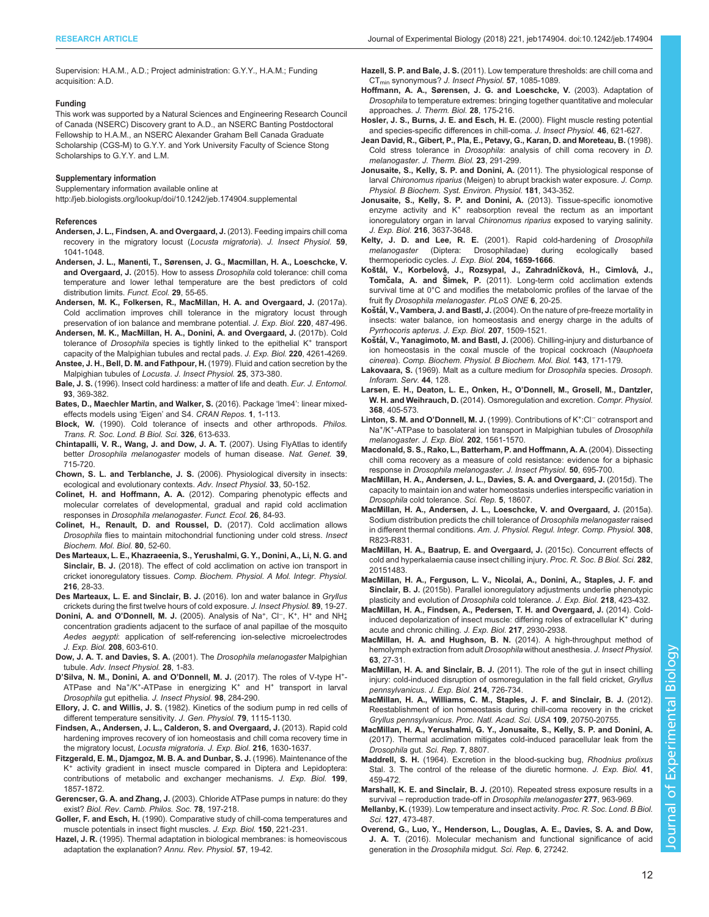Supervision: H.A.M., A.D.; Project administration: G.Y.Y., H.A.M.; Funding acquisition: A.D.

#### Funding

This work was supported by a Natural Sciences and Engineering Research Council of Canada (NSERC) Discovery grant to A.D., an NSERC Banting Postdoctoral Fellowship to H.A.M., an NSERC Alexander Graham Bell Canada Graduate Scholarship (CGS-M) to G.Y.Y. and York University Faculty of Science Stong Scholarships to G.Y.Y. and L.M.

#### Supplementary information

Supplementary information available online at
http://jeb.biologists.org/lookup/doi/10.1242/jeb.174904.supplemental

#### References

**Andersen, J. L., Findsen, A. and Overgaard, J.** (2013). Feeding impairs chill coma recovery in the migratory locust (*Locusta migratoria*). *J. Insect Physiol.* **59**, 1041-1048.

**Andersen, J. L., Manenti, T., Sørensen, J. G., Macmillan, H. A., Loeschcke, V. and Overgaard, J.** (2015). How to assess *Drosophila* cold tolerance: chill coma temperature and lower lethal temperature are the best predictors of cold distribution limits. *Funct. Ecol.* **29**, 55-65.

**Andersen, M. K., Folkersen, R., MacMillan, H. A. and Overgaard, J.** (2017a). Cold acclimation improves chill tolerance in the migratory locust through preservation of ion balance and membrane potential. *J. Exp. Biol.* **220**, 487-496.

**Andersen, M. K., MacMillan, H. A., Donini, A. and Overgaard, J.** (2017b). Cold tolerance of *Drosophila* species is tightly linked to the epithelial $K^+$ transport capacity of the Malpighian tubules and rectal pads. *J. Exp. Biol.* **220**, 4261-4269.

**Anstee, J. H., Bell, D. M. and Fathpour, H.** (1979). Fluid and cation secretion by the Malpighian tubules of *Locusta*. *J. Insect Physiol.* **25**, 373-380.

**Bale, J. S.** (1996). Insect cold hardiness: a matter of life and death. *Eur. J. Entomol.* **93**, 369-382.

**Bates, D., Maechler Martin, and Walker, S.** (2016). Package 'lme4': linear mixed-effects models using 'Eigen' and S4. *CRAN Repos.* **1**, 1-113.

**Block, W.** (1990). Cold tolerance of insects and other arthropods. *Philos. Trans. R. Soc. Lond. B Biol. Sci.* **326**, 613-633.

**Chintapalli, V. R., Wang, J. and Dow, J. A. T.** (2007). Using FlyAtlas to identify better *Drosophila melanogaster* models of human disease. *Nat. Genet.* **39**, 715-720.

**Chown, S. L. and Terblanche, J. S.** (2006). Physiological diversity in insects: ecological and evolutionary contexts. *Adv. Insect Physiol.* **33**, 50-152.

**Colinet, H. and Hoffmann, A. A.** (2012). Comparing phenotypic effects and molecular correlates of developmental, gradual and rapid cold acclimation responses in *Drosophila melanogaster*. *Funct. Ecol.* **26**, 84-93.

**Colinet, H., Renault, D. and Roussel, D.** (2017). Cold acclimation allows *Drosophila* flies to maintain mitochondrial functioning under cold stress. *Insect Biochem. Mol. Biol.* **80**, 52-60.

**Des Marteaux, L. E., Khazraeenia, S., Yerushalmi, G. Y., Donini, A., Li, N. G. and Sinclair, B. J.** (2018). The effect of cold acclimation on active ion transport in cricket ionoregulatory tissues. *Comp. Biochem. Physiol. A Mol. Integr. Physiol.* **216**, 28-33.

**Des Marteaux, L. E. and Sinclair, B. J.** (2016). Ion and water balance in *Gryllus* crickets during the first twelve hours of cold exposure. *J. Insect Physiol.* **89**, 19-27.

**Donini, A. and O'Donnell, M. J.** (2005). Analysis of $Na^+$, $Cl^-$, $K^+$, $H^+$ and $NH_4^+$ concentration gradients adjacent to the surface of anal papillae of the mosquito *Aedes aegypti*: application of self-referencing ion-selective microelectrodes. *J. Exp. Biol.* **208**, 603-610.

**Dow, J. A. T. and Davies, S. A.** (2001). The *Drosophila melanogaster* Malpighian tubule. *Adv. Insect Physiol.* **28**, 1-83.

**D'Silva, N. M., Donini, A. and O'Donnell, M. J.** (2017). The roles of V-type $H^+$-ATPase and $Na^+$/$K^+$-ATPase in energizing $K^+$ and $H^+$ transport in larval *Drosophila* gut epithelia. *J. Insect Physiol.* **98**, 284-290.

**Ellory, J. C. and Willis, J. S.** (1982). Kinetics of the sodium pump in red cells of different temperature sensitivity. *J. Gen. Physiol.* **79**, 1115-1130.

**Findsen, A., Andersen, J. L., Calderon, S. and Overgaard, J.** (2013). Rapid cold hardening improves recovery of ion homeostasis and chill coma recovery time in the migratory locust, *Locusta migratoria*. *J. Exp. Biol.* **216**, 1630-1637.

**Fitzgerald, E. M., Djamgoz, M. B. A. and Dunbar, S. J.** (1996). Maintenance of the $K^+$ activity gradient in insect muscle compared in Diptera and Lepidoptera: contributions of metabolic and exchanger mechanisms. *J. Exp. Biol.* **199**, 1857-1872.

**Gerencser, G. A. and Zhang, J.** (2003). Chloride ATPase pumps in nature: do they exist? *Biol. Rev. Camb. Philos. Soc.* **78**, 197-218.

**Goller, F. and Esch, H.** (1990). Comparative study of chill-coma temperatures and muscle potentials in insect flight muscles. *J. Exp. Biol.* **150**, 221-231.

**Hazel, J. R.** (1995). Thermal adaptation in biological membranes: is homeoviscous adaptation the explanation? *Annu. Rev. Physiol.* **57**, 19-42.

**Hazell, S. P. and Bale, J. S.** (2011). Low temperature thresholds: are chill coma and $CT_{min}$ synonymous? *J. Insect Physiol.* **57**, 1085-1089.

**Hoffmann, A. A., Sørensen, J. G. and Loeschcke, V.** (2003). Adaptation of *Drosophila* to temperature extremes: bringing together quantitative and molecular approaches. *J. Therm. Biol.* **28**, 175-216.

**Hosler, J. S., Burns, J. E. and Esch, H. E.** (2000). Flight muscle resting potential and species-specific differences in chill-coma. *J. Insect Physiol.* **46**, 621-627.

**Jean David, R., Gibert, P., Pla, E., Petavy, G., Karan, D. and Moreteau, B.** (1998). Cold stress tolerance in *Drosophila*: analysis of chill coma recovery in *D. melanogaster*. *J. Therm. Biol.* **23**, 291-299.

**Jonusaite, S., Kelly, S. P. and Donini, A.** (2011). The physiological response of larval *Chironomus riparius* (Meigen) to abrupt brackish water exposure. *J. Comp. Physiol. B Biochem. Syst. Environ. Physiol.* **181**, 343-352.

**Jonusaite, S., Kelly, S. P. and Donini, A.** (2013). Tissue-specific ionomotive enzyme activity and $K^+$ reabsorption reveal the rectum as an important ionoregulatory organ in larval *Chironomus riparius* exposed to varying salinity. *J. Exp. Biol.* **216**, 3637-3648.

**Kelty, J. D. and Lee, R. E.** (2001). Rapid cold-hardening of *Drosophila melanogaster* (Diptera: Drosophiladae) during ecologically based thermoperiodic cycles. *J. Exp. Biol.* **204, 1659-1666**.

**Koštál, V., Korbelová, J., Rozsypal, J., Zahradníčková, H., Cimlová, J., Tomčala, A. and Šimek, P.** (2011). Long-term cold acclimation extends survival time at 0°C and modifies the metabolomic profiles of the larvae of the fruit fly *Drosophila melanogaster*. *PLoS ONE* **6**, 20-25.

**Koštál, V., Vambera, J. and Bastl, J.** (2004). On the nature of pre-freeze mortality in insects: water balance, ion homeostasis and energy charge in the adults of *Pyrrhocoris apterus*. *J. Exp. Biol.* **207**, 1509-1521.

**Koštál, V., Yanagimoto, M. and Bastl, J.** (2006). Chilling-injury and disturbance of ion homeostasis in the coxal muscle of the tropical cockroach (*Nauphoeta cinerea*). *Comp. Biochem. Physiol. B Biochem. Mol. Biol.* **143**, 171-179.

**Lakovaara, S.** (1969). Malt as a culture medium for *Drosophila* species. *Drosoph. Inform. Serv.* **44**, 128.

**Larsen, E. H., Deaton, L. E., Onken, H., O'Donnell, M., Grosell, M., Dantzler, W. H. and Weihrauch, D.** (2014). Osmoregulation and excretion. *Compr. Physiol.* **368**, 405-573.

**Linton, S. M. and O'Donnell, M. J.** (1999). Contributions of $K^+$:$Cl^-$ cotransport and $Na^+$/$K^+$-ATPase to basolateral ion transport in Malpighian tubules of *Drosophila melanogaster*. *J. Exp. Biol.* **202**, 1561-1570.

**Macdonald, S. S., Rako, L., Batterham, P. and Hoffmann, A. A.** (2004). Dissecting chill coma recovery as a measure of cold resistance: evidence for a biphasic response in *Drosophila melanogaster*. *J. Insect Physiol.* **50**, 695-700.

**MacMillan, H. A., Andersen, J. L., Davies, S. A. and Overgaard, J.** (2015d). The capacity to maintain ion and water homeostasis underlies interspecific variation in *Drosophila* cold tolerance. *Sci. Rep.* **5**, 18607.

**MacMillan, H. A., Andersen, J. L., Loeschcke, V. and Overgaard, J.** (2015a). Sodium distribution predicts the chill tolerance of *Drosophila melanogaster* raised in different thermal conditions. *Am. J. Physiol. Regul. Integr. Comp. Physiol.* **308**, R823-R831.

**MacMillan, H. A., Baatrup, E. and Overgaard, J.** (2015c). Concurrent effects of cold and hyperkalaemia cause insect chilling injury. *Proc. R. Soc. B Biol. Sci.* **282**, 20151483.

**MacMillan, H. A., Ferguson, L. V., Nicolai, A., Donini, A., Staples, J. F. and Sinclair, B. J.** (2015b). Parallel ionoregulatory adjustments underlie phenotypic plasticity and evolution of *Drosophila* cold tolerance. *J. Exp. Biol.* **218**, 423-432.

**MacMillan, H. A., Findsen, A., Pedersen, T. H. and Overgaard, J.** (2014). Cold-induced depolarization of insect muscle: differing roles of extracellular $K^+$ during acute and chronic chilling. *J. Exp. Biol.* **217**, 2930-2938.

**MacMillan, H. A. and Hughson, B. N.** (2014). A high-throughput method of hemolymph extraction from adult *Drosophila* without anesthesia. *J. Insect Physiol.* **63**, 27-31.

**MacMillan, H. A. and Sinclair, B. J.** (2011). The role of the gut in insect chilling injury: cold-induced disruption of osmoregulation in the fall field cricket, *Gryllus pennsylvanicus*. *J. Exp. Biol.* **214**, 726-734.

**MacMillan, H. A., Williams, C. M., Staples, J. F. and Sinclair, B. J.** (2012). Reestablishment of ion homeostasis during chill-coma recovery in the cricket *Gryllus pennsylvanicus*. *Proc. Natl. Acad. Sci. USA* **109**, 20750-20755.

**MacMillan, H. A., Yerushalmi, G. Y., Jonusaite, S., Kelly, S. P. and Donini, A.** (2017). Thermal acclimation mitigates cold-induced paracellular leak from the *Drosophila* gut. *Sci. Rep.* **7**, 8807.

**Maddrell, S. H.** (1964). Excretion in the blood-sucking bug, *Rhodnius prolixus* Stal. 3. The control of the release of the diuretic hormone. *J. Exp. Biol.* **41**, 459-472.

**Marshall, K. E. and Sinclair, B. J.** (2010). Repeated stress exposure results in a survival – reproduction trade-off in *Drosophila melanogaster* **277**, 963-969.

**Mellanby, K.** (1939). Low temperature and insect activity. *Proc. R. Soc. Lond. B Biol. Sci.* **127**, 473-487.

**Overend, G., Luo, Y., Henderson, L., Douglas, A. E., Davies, S. A. and Dow, J. A. T.** (2016). Molecular mechanism and functional significance of acid generation in the *Drosophila* midgut. *Sci. Rep.* **6**, 27242.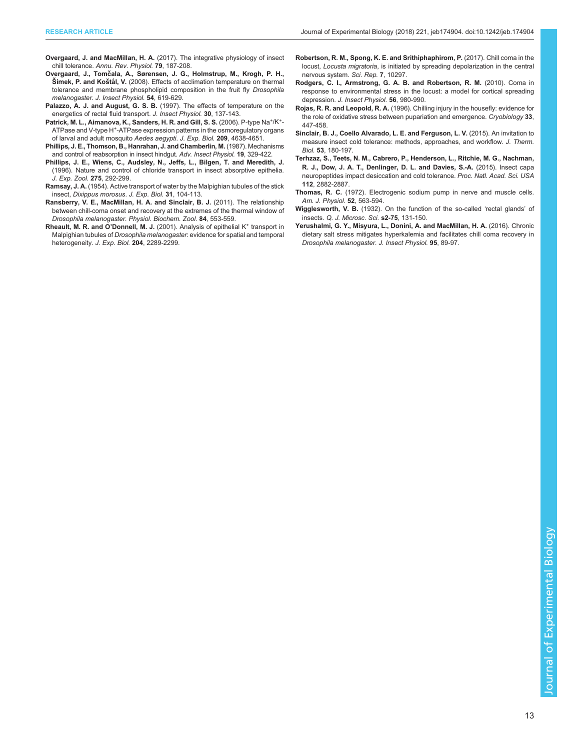**Overgaard, J. and MacMillan, H. A.** (2017). The integrative physiology of insect chill tolerance. *Annu. Rev. Physiol.* **79**, 187-208.

**Overgaard, J., Tomčala, A., Sørensen, J. G., Holmstrup, M., Krogh, P. H., Šimek, P. and Koštál, V.** (2008). Effects of acclimation temperature on thermal tolerance and membrane phospholipid composition in the fruit fly *Drosophila melanogaster*. *J. Insect Physiol.* **54**, 619-629.

**Palazzo, A. J. and August, G. S. B.** (1997). The effects of temperature on the energetics of rectal fluid transport. *J. Insect Physiol.* **30**, 137-143.

**Patrick, M. L., Aimanova, K., Sanders, H. R. and Gill, S. S.** (2006). P-type $Na^+/K^+$-ATPase and V-type $H^+$-ATPase expression patterns in the osmoregulatory organs of larval and adult mosquito *Aedes aegypti*. *J. Exp. Biol.* **209**, 4638-4651.

**Phillips, J. E., Thomson, B., Hanrahan, J. and Chamberlin, M.** (1987). Mechanisms and control of reabsorption in insect hindgut. *Adv. Insect Physiol.* **19**, 329-422.

**Phillips, J. E., Wiens, C., Audsley, N., Jeffs, L., Bilgen, T. and Meredith, J.** (1996). Nature and control of chloride transport in insect absorptive epithelia. *J. Exp. Zool.* **275**, 292-299.

**Ramsay, J. A.** (1954). Active transport of water by the Malpighian tubules of the stick insect, *Dixippus morosus*. *J. Exp. Biol.* **31**, 104-113.

**Ransberry, V. E., MacMillan, H. A. and Sinclair, B. J.** (2011). The relationship between chill-coma onset and recovery at the extremes of the thermal window of *Drosophila melanogaster*. *Physiol. Biochem. Zool.* **84**, 553-559.

**Rheault, M. R. and O'Donnell, M. J.** (2001). Analysis of epithelial $K^+$ transport in Malpighian tubules of *Drosophila melanogaster*: evidence for spatial and temporal heterogeneity. *J. Exp. Biol.* **204**, 2289-2299.

**Robertson, R. M., Spong, K. E. and Srithiphaphirom, P.** (2017). Chill coma in the locust, *Locusta migratoria*, is initiated by spreading depolarization in the central nervous system. *Sci. Rep.* **7**, 10297.

**Rodgers, C. I., Armstrong, G. A. B. and Robertson, R. M.** (2010). Coma in response to environmental stress in the locust: a model for cortical spreading depression. *J. Insect Physiol.* **56**, 980-990.

**Rojas, R. R. and Leopold, R. A.** (1996). Chilling injury in the housefly: evidence for the role of oxidative stress between pupariation and emergence. *Cryobiology* **33**, 447-458.

**Sinclair, B. J., Coello Alvarado, L. E. and Ferguson, L. V.** (2015). An invitation to measure insect cold tolerance: methods, approaches, and workflow. *J. Therm. Biol.* **53**, 180-197.

**Terhzaz, S., Teets, N. M., Cabrero, P., Henderson, L., Ritchie, M. G., Nachman, R. J., Dow, J. A. T., Denlinger, D. L. and Davies, S.-A.** (2015). Insect capa neuropeptides impact desiccation and cold tolerance. *Proc. Natl. Acad. Sci. USA* **112**, 2882-2887.

**Thomas, R. C.** (1972). Electrogenic sodium pump in nerve and muscle cells. *Am. J. Physiol.* **52**, 563-594.

**Wigglesworth, V. B.** (1932). On the function of the so-called 'rectal glands' of insects. *Q. J. Microsc. Sci.* **s2-75**, 131-150.

**Yerushalmi, G. Y., Misyura, L., Donini, A. and MacMillan, H. A.** (2016). Chronic dietary salt stress mitigates hyperkalemia and facilitates chill coma recovery in *Drosophila melanogaster*. *J. Insect Physiol.* **95**, 89-97.